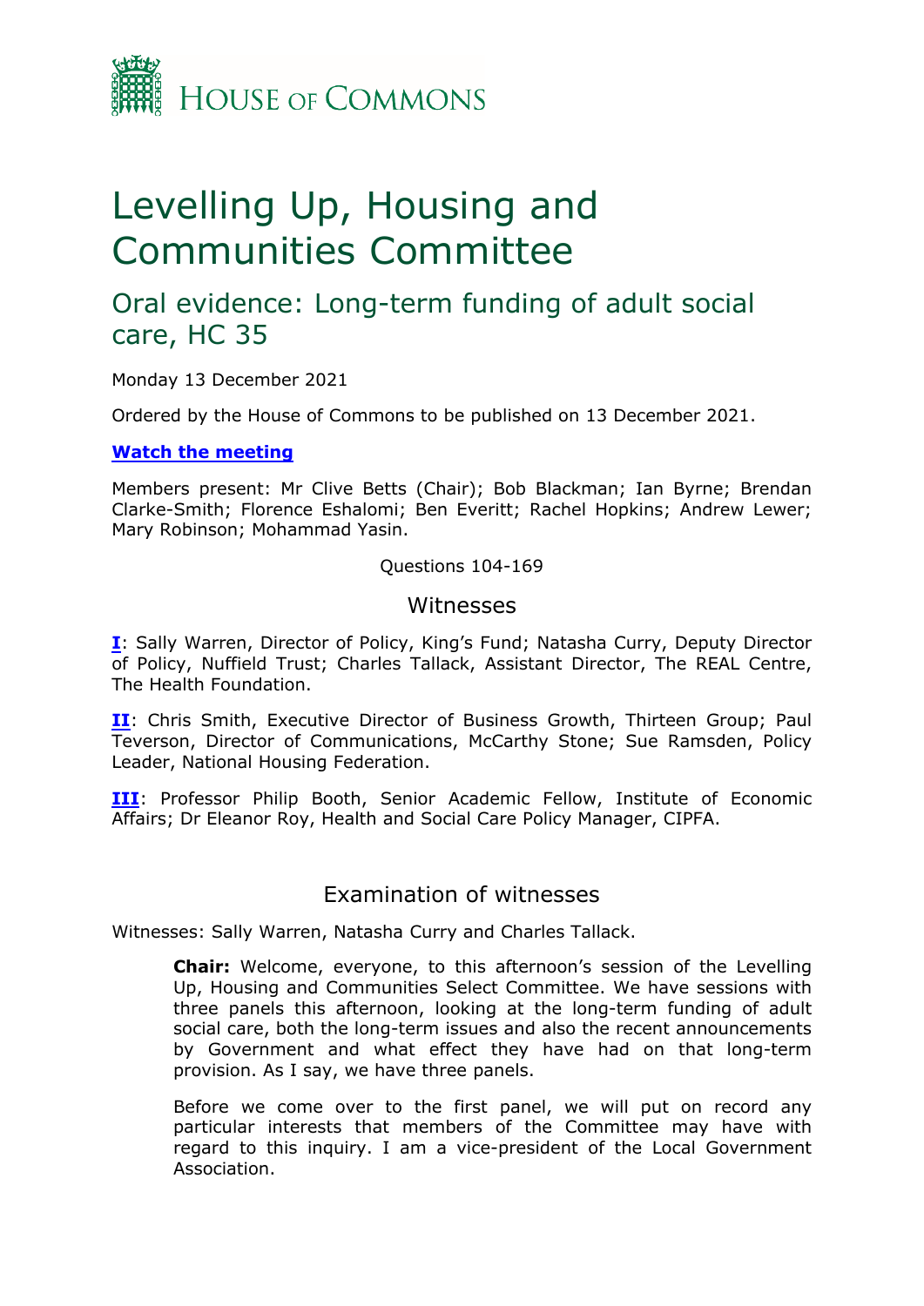House of Commons

# Levelling Up, Housing and Communities Committee

## Oral evidence: Long-term funding of adult social care, HC 35

Monday 13 December 2021

Ordered by the House of Commons to be published on 13 December 2021.

**Watch the meeting**

Members present: Mr Clive Betts (Chair); Bob Blackman; Ian Byrne; Brendan Clarke-Smith; Florence Eshalomi; Ben Everitt; Rachel Hopkins; Andrew Lewer; Mary Robinson; Mohammad Yasin.

Questions 104-169

### Witnesses

**I**: Sally Warren, Director of Policy, King's Fund; Natasha Curry, Deputy Director of Policy, Nuffield Trust; Charles Tallack, Assistant Director, The REAL Centre, The Health Foundation.

**II**: Chris Smith, Executive Director of Business Growth, Thirteen Group; Paul Teverson, Director of Communications, McCarthy Stone; Sue Ramsden, Policy Leader, National Housing Federation.

**III**: Professor Philip Booth, Senior Academic Fellow, Institute of Economic Affairs; Dr Eleanor Roy, Health and Social Care Policy Manager, CIPFA.

### Examination of witnesses

Witnesses: Sally Warren, Natasha Curry and Charles Tallack.

**Chair:** Welcome, everyone, to this afternoon's session of the Levelling Up, Housing and Communities Select Committee. We have sessions with three panels this afternoon, looking at the long-term funding of adult social care, both the long-term issues and also the recent announcements by Government and what effect they have had on that long-term provision. As I say, we have three panels.

Before we come over to the first panel, we will put on record any particular interests that members of the Committee may have with regard to this inquiry. I am a vice-president of the Local Government Association.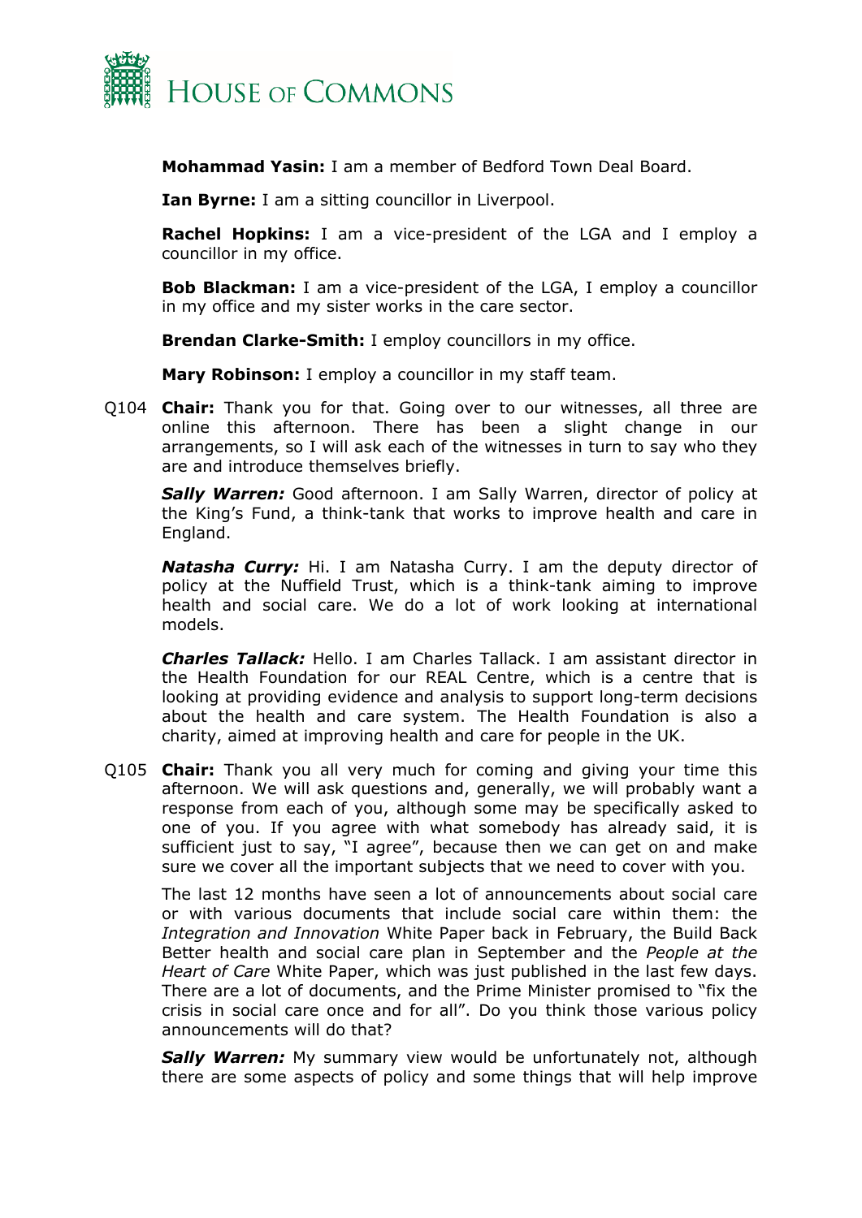**Mohammad Yasin:** I am a member of Bedford Town Deal Board.

**Ian Byrne:** I am a sitting councillor in Liverpool.

**Rachel Hopkins:** I am a vice-president of the LGA and I employ a councillor in my office.

**Bob Blackman:** I am a vice-president of the LGA, I employ a councillor in my office and my sister works in the care sector.

**Brendan Clarke-Smith:** I employ councillors in my office.

**Mary Robinson:** I employ a councillor in my staff team.

Q104 **Chair:** Thank you for that. Going over to our witnesses, all three are online this afternoon. There has been a slight change in our arrangements, so I will ask each of the witnesses in turn to say who they are and introduce themselves briefly.

***Sally Warren:*** Good afternoon. I am Sally Warren, director of policy at the King's Fund, a think-tank that works to improve health and care in England.

***Natasha Curry:*** Hi. I am Natasha Curry. I am the deputy director of policy at the Nuffield Trust, which is a think-tank aiming to improve health and social care. We do a lot of work looking at international models.

***Charles Tallack:*** Hello. I am Charles Tallack. I am assistant director in the Health Foundation for our REAL Centre, which is a centre that is looking at providing evidence and analysis to support long-term decisions about the health and care system. The Health Foundation is also a charity, aimed at improving health and care for people in the UK.

Q105 **Chair:** Thank you all very much for coming and giving your time this afternoon. We will ask questions and, generally, we will probably want a response from each of you, although some may be specifically asked to one of you. If you agree with what somebody has already said, it is sufficient just to say, "I agree", because then we can get on and make sure we cover all the important subjects that we need to cover with you.

The last 12 months have seen a lot of announcements about social care or with various documents that include social care within them: the *Integration and Innovation* White Paper back in February, the Build Back Better health and social care plan in September and the *People at the Heart of Care* White Paper, which was just published in the last few days. There are a lot of documents, and the Prime Minister promised to "fix the crisis in social care once and for all". Do you think those various policy announcements will do that?

***Sally Warren:*** My summary view would be unfortunately not, although there are some aspects of policy and some things that will help improve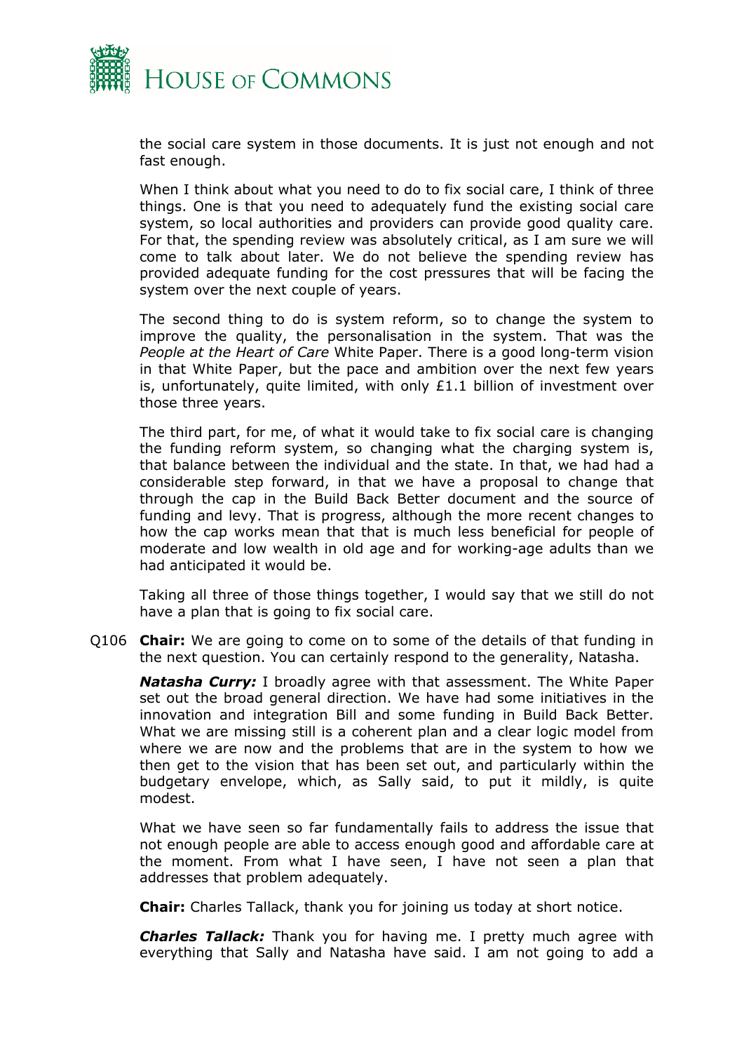the social care system in those documents. It is just not enough and not fast enough.

When I think about what you need to do to fix social care, I think of three things. One is that you need to adequately fund the existing social care system, so local authorities and providers can provide good quality care. For that, the spending review was absolutely critical, as I am sure we will come to talk about later. We do not believe the spending review has provided adequate funding for the cost pressures that will be facing the system over the next couple of years.

The second thing to do is system reform, so to change the system to improve the quality, the personalisation in the system. That was the *People at the Heart of Care* White Paper. There is a good long-term vision in that White Paper, but the pace and ambition over the next few years is, unfortunately, quite limited, with only £1.1 billion of investment over those three years.

The third part, for me, of what it would take to fix social care is changing the funding reform system, so changing what the charging system is, that balance between the individual and the state. In that, we had had a considerable step forward, in that we have a proposal to change that through the cap in the Build Back Better document and the source of funding and levy. That is progress, although the more recent changes to how the cap works mean that that is much less beneficial for people of moderate and low wealth in old age and for working-age adults than we had anticipated it would be.

Taking all three of those things together, I would say that we still do not have a plan that is going to fix social care.

Q106 **Chair:** We are going to come on to some of the details of that funding in the next question. You can certainly respond to the generality, Natasha.

***Natasha Curry:*** I broadly agree with that assessment. The White Paper set out the broad general direction. We have had some initiatives in the innovation and integration Bill and some funding in Build Back Better. What we are missing still is a coherent plan and a clear logic model from where we are now and the problems that are in the system to how we then get to the vision that has been set out, and particularly within the budgetary envelope, which, as Sally said, to put it mildly, is quite modest.

What we have seen so far fundamentally fails to address the issue that not enough people are able to access enough good and affordable care at the moment. From what I have seen, I have not seen a plan that addresses that problem adequately.

**Chair:** Charles Tallack, thank you for joining us today at short notice.

***Charles Tallack:*** Thank you for having me. I pretty much agree with everything that Sally and Natasha have said. I am not going to add a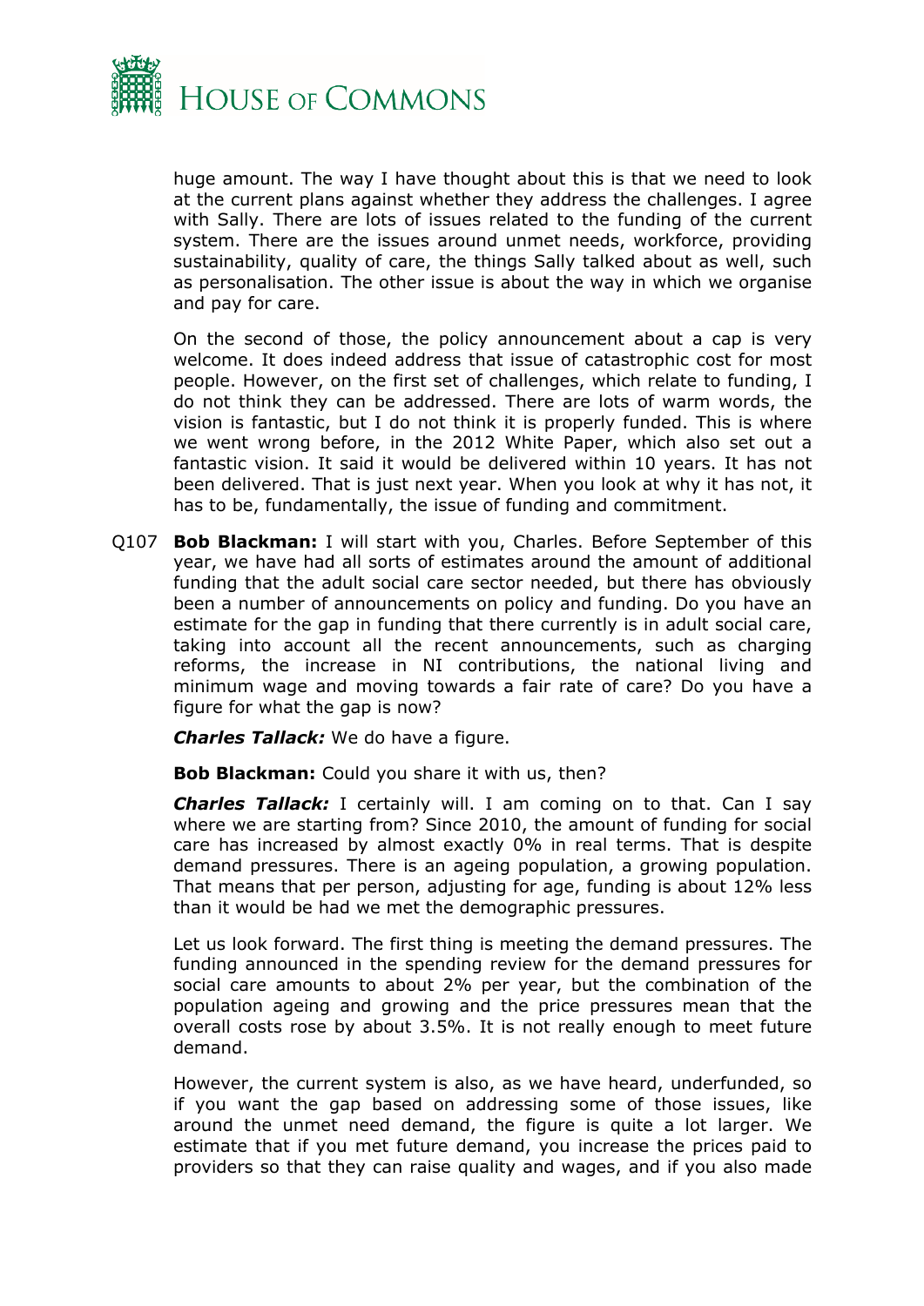huge amount. The way I have thought about this is that we need to look at the current plans against whether they address the challenges. I agree with Sally. There are lots of issues related to the funding of the current system. There are the issues around unmet needs, workforce, providing sustainability, quality of care, the things Sally talked about as well, such as personalisation. The other issue is about the way in which we organise and pay for care.

On the second of those, the policy announcement about a cap is very welcome. It does indeed address that issue of catastrophic cost for most people. However, on the first set of challenges, which relate to funding, I do not think they can be addressed. There are lots of warm words, the vision is fantastic, but I do not think it is properly funded. This is where we went wrong before, in the 2012 White Paper, which also set out a fantastic vision. It said it would be delivered within 10 years. It has not been delivered. That is just next year. When you look at why it has not, it has to be, fundamentally, the issue of funding and commitment.

Q107 **Bob Blackman:** I will start with you, Charles. Before September of this year, we have had all sorts of estimates around the amount of additional funding that the adult social care sector needed, but there has obviously been a number of announcements on policy and funding. Do you have an estimate for the gap in funding that there currently is in adult social care, taking into account all the recent announcements, such as charging reforms, the increase in NI contributions, the national living and minimum wage and moving towards a fair rate of care? Do you have a figure for what the gap is now?

***Charles Tallack:*** We do have a figure.

**Bob Blackman:** Could you share it with us, then?

***Charles Tallack:*** I certainly will. I am coming on to that. Can I say where we are starting from? Since 2010, the amount of funding for social care has increased by almost exactly 0% in real terms. That is despite demand pressures. There is an ageing population, a growing population. That means that per person, adjusting for age, funding is about 12% less than it would be had we met the demographic pressures.

Let us look forward. The first thing is meeting the demand pressures. The funding announced in the spending review for the demand pressures for social care amounts to about 2% per year, but the combination of the population ageing and growing and the price pressures mean that the overall costs rose by about 3.5%. It is not really enough to meet future demand.

However, the current system is also, as we have heard, underfunded, so if you want the gap based on addressing some of those issues, like around the unmet need demand, the figure is quite a lot larger. We estimate that if you met future demand, you increase the prices paid to providers so that they can raise quality and wages, and if you also made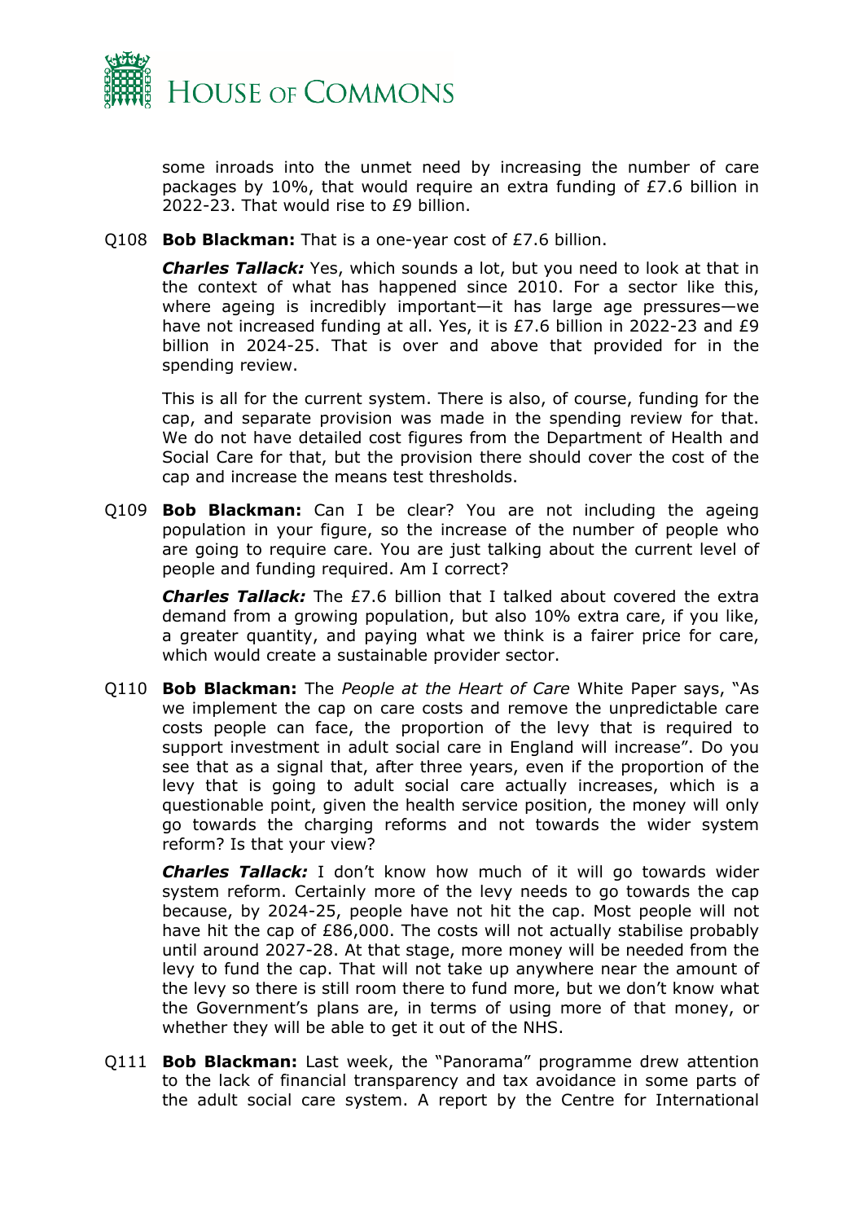some inroads into the unmet need by increasing the number of care packages by 10%, that would require an extra funding of £7.6 billion in 2022-23. That would rise to £9 billion.

Q108 **Bob Blackman:** That is a one-year cost of £7.6 billion.

***Charles Tallack:*** Yes, which sounds a lot, but you need to look at that in the context of what has happened since 2010. For a sector like this, where ageing is incredibly important—it has large age pressures—we have not increased funding at all. Yes, it is £7.6 billion in 2022-23 and £9 billion in 2024-25. That is over and above that provided for in the spending review.

This is all for the current system. There is also, of course, funding for the cap, and separate provision was made in the spending review for that. We do not have detailed cost figures from the Department of Health and Social Care for that, but the provision there should cover the cost of the cap and increase the means test thresholds.

Q109 **Bob Blackman:** Can I be clear? You are not including the ageing population in your figure, so the increase of the number of people who are going to require care. You are just talking about the current level of people and funding required. Am I correct?

***Charles Tallack:*** The £7.6 billion that I talked about covered the extra demand from a growing population, but also 10% extra care, if you like, a greater quantity, and paying what we think is a fairer price for care, which would create a sustainable provider sector.

Q110 **Bob Blackman:** The *People at the Heart of Care* White Paper says, "As we implement the cap on care costs and remove the unpredictable care costs people can face, the proportion of the levy that is required to support investment in adult social care in England will increase". Do you see that as a signal that, after three years, even if the proportion of the levy that is going to adult social care actually increases, which is a questionable point, given the health service position, the money will only go towards the charging reforms and not towards the wider system reform? Is that your view?

***Charles Tallack:*** I don't know how much of it will go towards wider system reform. Certainly more of the levy needs to go towards the cap because, by 2024-25, people have not hit the cap. Most people will not have hit the cap of £86,000. The costs will not actually stabilise probably until around 2027-28. At that stage, more money will be needed from the levy to fund the cap. That will not take up anywhere near the amount of the levy so there is still room there to fund more, but we don't know what the Government's plans are, in terms of using more of that money, or whether they will be able to get it out of the NHS.

Q111 **Bob Blackman:** Last week, the "Panorama" programme drew attention to the lack of financial transparency and tax avoidance in some parts of the adult social care system. A report by the Centre for International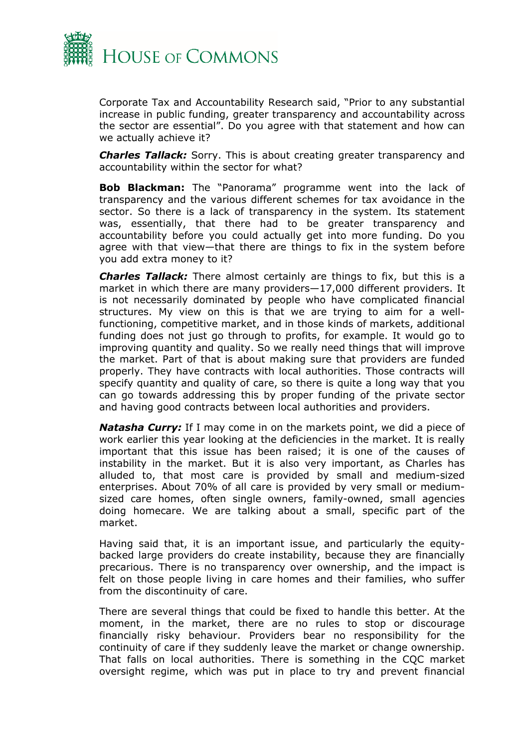Corporate Tax and Accountability Research said, "Prior to any substantial increase in public funding, greater transparency and accountability across the sector are essential". Do you agree with that statement and how can we actually achieve it?

***Charles Tallack:*** Sorry. This is about creating greater transparency and accountability within the sector for what?

**Bob Blackman:** The "Panorama" programme went into the lack of transparency and the various different schemes for tax avoidance in the sector. So there is a lack of transparency in the system. Its statement was, essentially, that there had to be greater transparency and accountability before you could actually get into more funding. Do you agree with that view—that there are things to fix in the system before you add extra money to it?

***Charles Tallack:*** There almost certainly are things to fix, but this is a market in which there are many providers—17,000 different providers. It is not necessarily dominated by people who have complicated financial structures. My view on this is that we are trying to aim for a well-functioning, competitive market, and in those kinds of markets, additional funding does not just go through to profits, for example. It would go to improving quantity and quality. So we really need things that will improve the market. Part of that is about making sure that providers are funded properly. They have contracts with local authorities. Those contracts will specify quantity and quality of care, so there is quite a long way that you can go towards addressing this by proper funding of the private sector and having good contracts between local authorities and providers.

***Natasha Curry:*** If I may come in on the markets point, we did a piece of work earlier this year looking at the deficiencies in the market. It is really important that this issue has been raised; it is one of the causes of instability in the market. But it is also very important, as Charles has alluded to, that most care is provided by small and medium-sized enterprises. About 70% of all care is provided by very small or medium-sized care homes, often single owners, family-owned, small agencies doing homecare. We are talking about a small, specific part of the market.

Having said that, it is an important issue, and particularly the equity-backed large providers do create instability, because they are financially precarious. There is no transparency over ownership, and the impact is felt on those people living in care homes and their families, who suffer from the discontinuity of care.

There are several things that could be fixed to handle this better. At the moment, in the market, there are no rules to stop or discourage financially risky behaviour. Providers bear no responsibility for the continuity of care if they suddenly leave the market or change ownership. That falls on local authorities. There is something in the CQC market oversight regime, which was put in place to try and prevent financial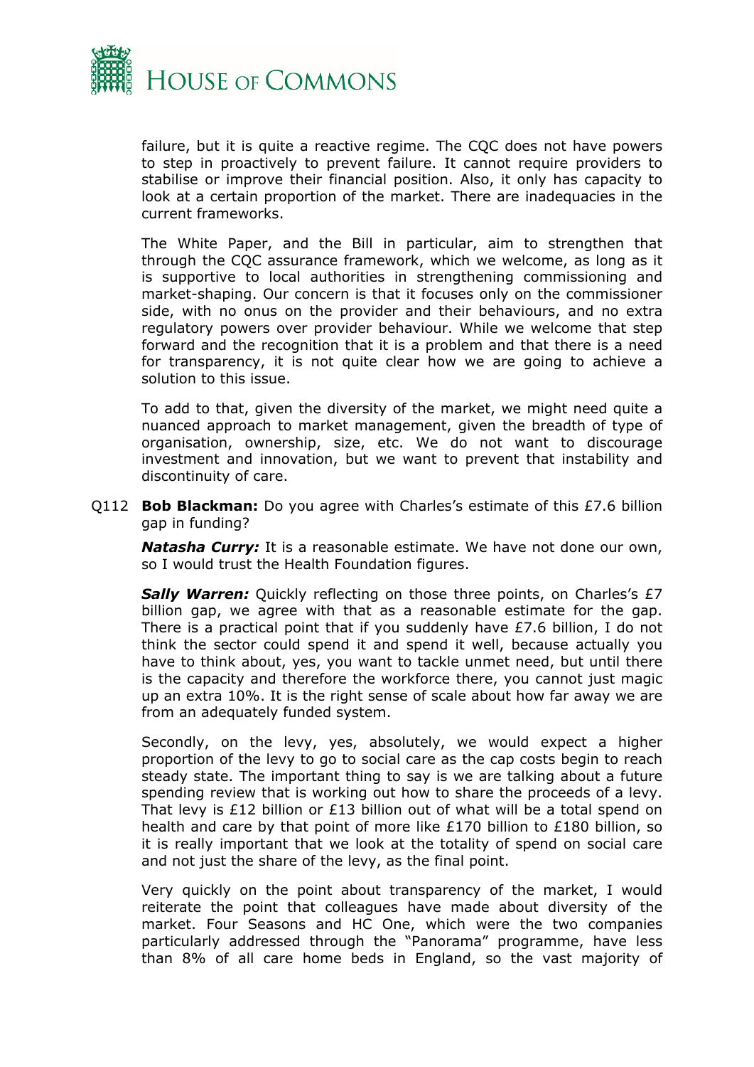failure, but it is quite a reactive regime. The CQC does not have powers to step in proactively to prevent failure. It cannot require providers to stabilise or improve their financial position. Also, it only has capacity to look at a certain proportion of the market. There are inadequacies in the current frameworks.

The White Paper, and the Bill in particular, aim to strengthen that through the CQC assurance framework, which we welcome, as long as it is supportive to local authorities in strengthening commissioning and market-shaping. Our concern is that it focuses only on the commissioner side, with no onus on the provider and their behaviours, and no extra regulatory powers over provider behaviour. While we welcome that step forward and the recognition that it is a problem and that there is a need for transparency, it is not quite clear how we are going to achieve a solution to this issue.

To add to that, given the diversity of the market, we might need quite a nuanced approach to market management, given the breadth of type of organisation, ownership, size, etc. We do not want to discourage investment and innovation, but we want to prevent that instability and discontinuity of care.

Q112 **Bob Blackman:** Do you agree with Charles's estimate of this £7.6 billion gap in funding?

***Natasha Curry:*** It is a reasonable estimate. We have not done our own, so I would trust the Health Foundation figures.

***Sally Warren:*** Quickly reflecting on those three points, on Charles's £7 billion gap, we agree with that as a reasonable estimate for the gap. There is a practical point that if you suddenly have £7.6 billion, I do not think the sector could spend it and spend it well, because actually you have to think about, yes, you want to tackle unmet need, but until there is the capacity and therefore the workforce there, you cannot just magic up an extra 10%. It is the right sense of scale about how far away we are from an adequately funded system.

Secondly, on the levy, yes, absolutely, we would expect a higher proportion of the levy to go to social care as the cap costs begin to reach steady state. The important thing to say is we are talking about a future spending review that is working out how to share the proceeds of a levy. That levy is £12 billion or £13 billion out of what will be a total spend on health and care by that point of more like £170 billion to £180 billion, so it is really important that we look at the totality of spend on social care and not just the share of the levy, as the final point.

Very quickly on the point about transparency of the market, I would reiterate the point that colleagues have made about diversity of the market. Four Seasons and HC One, which were the two companies particularly addressed through the "Panorama" programme, have less than 8% of all care home beds in England, so the vast majority of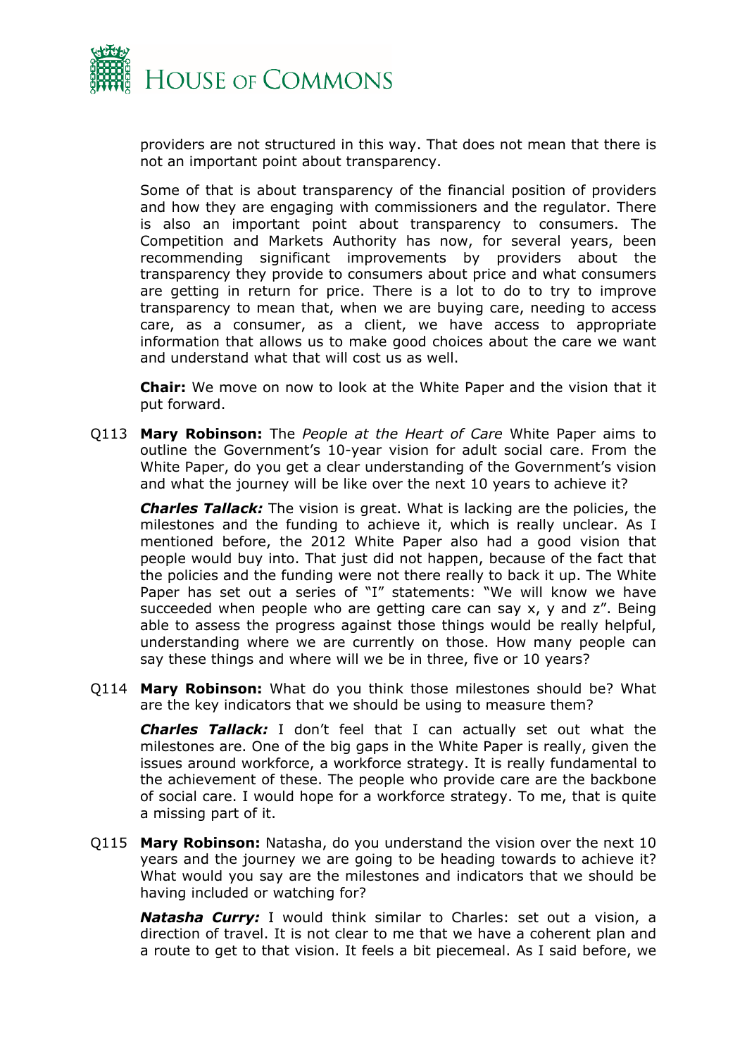providers are not structured in this way. That does not mean that there is not an important point about transparency.

Some of that is about transparency of the financial position of providers and how they are engaging with commissioners and the regulator. There is also an important point about transparency to consumers. The Competition and Markets Authority has now, for several years, been recommending significant improvements by providers about the transparency they provide to consumers about price and what consumers are getting in return for price. There is a lot to do to try to improve transparency to mean that, when we are buying care, needing to access care, as a consumer, as a client, we have access to appropriate information that allows us to make good choices about the care we want and understand what that will cost us as well.

**Chair:** We move on now to look at the White Paper and the vision that it put forward.

Q113 **Mary Robinson:** The *People at the Heart of Care* White Paper aims to outline the Government's 10-year vision for adult social care. From the White Paper, do you get a clear understanding of the Government's vision and what the journey will be like over the next 10 years to achieve it?

***Charles Tallack:*** The vision is great. What is lacking are the policies, the milestones and the funding to achieve it, which is really unclear. As I mentioned before, the 2012 White Paper also had a good vision that people would buy into. That just did not happen, because of the fact that the policies and the funding were not there really to back it up. The White Paper has set out a series of "I" statements: "We will know we have succeeded when people who are getting care can say x, y and z". Being able to assess the progress against those things would be really helpful, understanding where we are currently on those. How many people can say these things and where will we be in three, five or 10 years?

Q114 **Mary Robinson:** What do you think those milestones should be? What are the key indicators that we should be using to measure them?

***Charles Tallack:*** I don't feel that I can actually set out what the milestones are. One of the big gaps in the White Paper is really, given the issues around workforce, a workforce strategy. It is really fundamental to the achievement of these. The people who provide care are the backbone of social care. I would hope for a workforce strategy. To me, that is quite a missing part of it.

Q115 **Mary Robinson:** Natasha, do you understand the vision over the next 10 years and the journey we are going to be heading towards to achieve it? What would you say are the milestones and indicators that we should be having included or watching for?

***Natasha Curry:*** I would think similar to Charles: set out a vision, a direction of travel. It is not clear to me that we have a coherent plan and a route to get to that vision. It feels a bit piecemeal. As I said before, we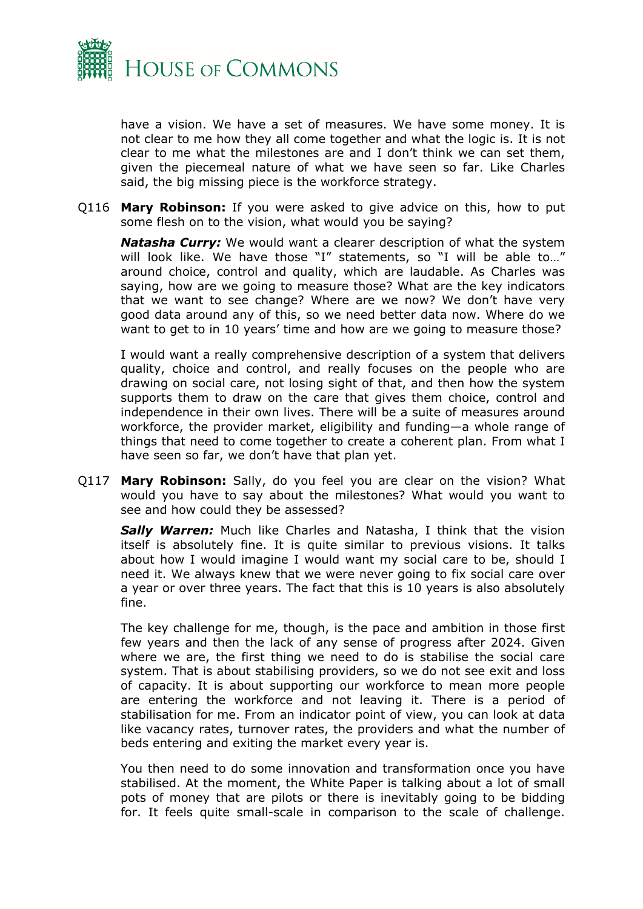have a vision. We have a set of measures. We have some money. It is not clear to me how they all come together and what the logic is. It is not clear to me what the milestones are and I don't think we can set them, given the piecemeal nature of what we have seen so far. Like Charles said, the big missing piece is the workforce strategy.

Q116 **Mary Robinson:** If you were asked to give advice on this, how to put some flesh on to the vision, what would you be saying?

***Natasha Curry:*** We would want a clearer description of what the system will look like. We have those "I" statements, so "I will be able to…" around choice, control and quality, which are laudable. As Charles was saying, how are we going to measure those? What are the key indicators that we want to see change? Where are we now? We don't have very good data around any of this, so we need better data now. Where do we want to get to in 10 years' time and how are we going to measure those?

I would want a really comprehensive description of a system that delivers quality, choice and control, and really focuses on the people who are drawing on social care, not losing sight of that, and then how the system supports them to draw on the care that gives them choice, control and independence in their own lives. There will be a suite of measures around workforce, the provider market, eligibility and funding—a whole range of things that need to come together to create a coherent plan. From what I have seen so far, we don't have that plan yet.

Q117 **Mary Robinson:** Sally, do you feel you are clear on the vision? What would you have to say about the milestones? What would you want to see and how could they be assessed?

***Sally Warren:*** Much like Charles and Natasha, I think that the vision itself is absolutely fine. It is quite similar to previous visions. It talks about how I would imagine I would want my social care to be, should I need it. We always knew that we were never going to fix social care over a year or over three years. The fact that this is 10 years is also absolutely fine.

The key challenge for me, though, is the pace and ambition in those first few years and then the lack of any sense of progress after 2024. Given where we are, the first thing we need to do is stabilise the social care system. That is about stabilising providers, so we do not see exit and loss of capacity. It is about supporting our workforce to mean more people are entering the workforce and not leaving it. There is a period of stabilisation for me. From an indicator point of view, you can look at data like vacancy rates, turnover rates, the providers and what the number of beds entering and exiting the market every year is.

You then need to do some innovation and transformation once you have stabilised. At the moment, the White Paper is talking about a lot of small pots of money that are pilots or there is inevitably going to be bidding for. It feels quite small-scale in comparison to the scale of challenge.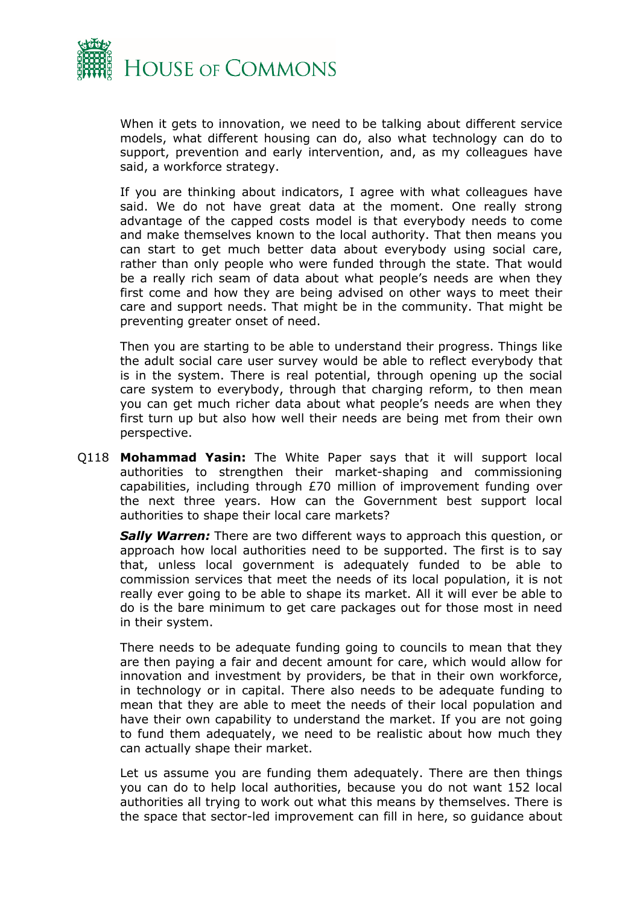When it gets to innovation, we need to be talking about different service models, what different housing can do, also what technology can do to support, prevention and early intervention, and, as my colleagues have said, a workforce strategy.

If you are thinking about indicators, I agree with what colleagues have said. We do not have great data at the moment. One really strong advantage of the capped costs model is that everybody needs to come and make themselves known to the local authority. That then means you can start to get much better data about everybody using social care, rather than only people who were funded through the state. That would be a really rich seam of data about what people's needs are when they first come and how they are being advised on other ways to meet their care and support needs. That might be in the community. That might be preventing greater onset of need.

Then you are starting to be able to understand their progress. Things like the adult social care user survey would be able to reflect everybody that is in the system. There is real potential, through opening up the social care system to everybody, through that charging reform, to then mean you can get much richer data about what people's needs are when they first turn up but also how well their needs are being met from their own perspective.

Q118 **Mohammad Yasin:** The White Paper says that it will support local authorities to strengthen their market-shaping and commissioning capabilities, including through £70 million of improvement funding over the next three years. How can the Government best support local authorities to shape their local care markets?

***Sally Warren:*** There are two different ways to approach this question, or approach how local authorities need to be supported. The first is to say that, unless local government is adequately funded to be able to commission services that meet the needs of its local population, it is not really ever going to be able to shape its market. All it will ever be able to do is the bare minimum to get care packages out for those most in need in their system.

There needs to be adequate funding going to councils to mean that they are then paying a fair and decent amount for care, which would allow for innovation and investment by providers, be that in their own workforce, in technology or in capital. There also needs to be adequate funding to mean that they are able to meet the needs of their local population and have their own capability to understand the market. If you are not going to fund them adequately, we need to be realistic about how much they can actually shape their market.

Let us assume you are funding them adequately. There are then things you can do to help local authorities, because you do not want 152 local authorities all trying to work out what this means by themselves. There is the space that sector-led improvement can fill in here, so guidance about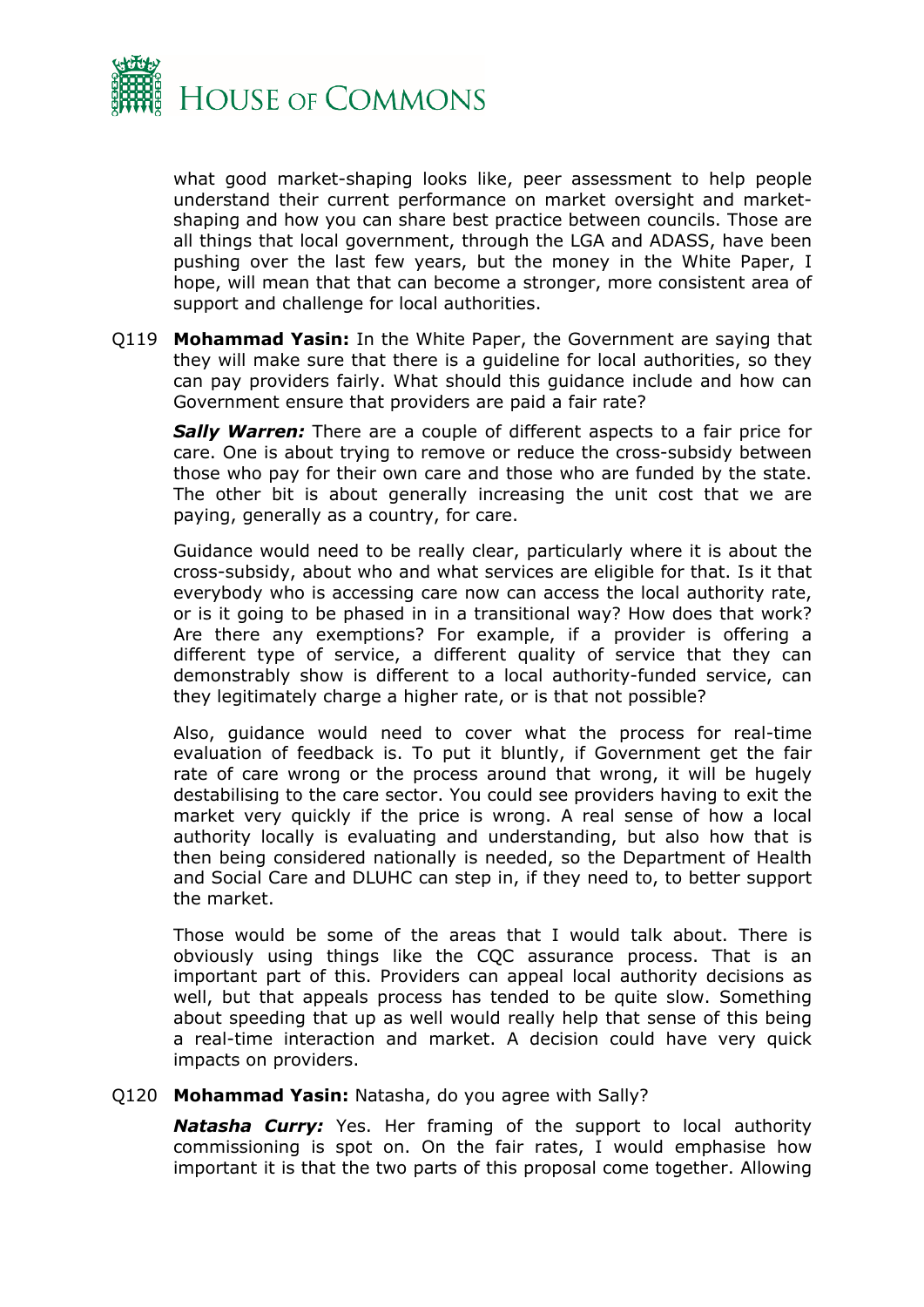what good market-shaping looks like, peer assessment to help people understand their current performance on market oversight and market-shaping and how you can share best practice between councils. Those are all things that local government, through the LGA and ADASS, have been pushing over the last few years, but the money in the White Paper, I hope, will mean that that can become a stronger, more consistent area of support and challenge for local authorities.

Q119 **Mohammad Yasin:** In the White Paper, the Government are saying that they will make sure that there is a guideline for local authorities, so they can pay providers fairly. What should this guidance include and how can Government ensure that providers are paid a fair rate?

***Sally Warren:*** There are a couple of different aspects to a fair price for care. One is about trying to remove or reduce the cross-subsidy between those who pay for their own care and those who are funded by the state. The other bit is about generally increasing the unit cost that we are paying, generally as a country, for care.

Guidance would need to be really clear, particularly where it is about the cross-subsidy, about who and what services are eligible for that. Is it that everybody who is accessing care now can access the local authority rate, or is it going to be phased in in a transitional way? How does that work? Are there any exemptions? For example, if a provider is offering a different type of service, a different quality of service that they can demonstrably show is different to a local authority-funded service, can they legitimately charge a higher rate, or is that not possible?

Also, guidance would need to cover what the process for real-time evaluation of feedback is. To put it bluntly, if Government get the fair rate of care wrong or the process around that wrong, it will be hugely destabilising to the care sector. You could see providers having to exit the market very quickly if the price is wrong. A real sense of how a local authority locally is evaluating and understanding, but also how that is then being considered nationally is needed, so the Department of Health and Social Care and DLUHC can step in, if they need to, to better support the market.

Those would be some of the areas that I would talk about. There is obviously using things like the CQC assurance process. That is an important part of this. Providers can appeal local authority decisions as well, but that appeals process has tended to be quite slow. Something about speeding that up as well would really help that sense of this being a real-time interaction and market. A decision could have very quick impacts on providers.

Q120 **Mohammad Yasin:** Natasha, do you agree with Sally?

***Natasha Curry:*** Yes. Her framing of the support to local authority commissioning is spot on. On the fair rates, I would emphasise how important it is that the two parts of this proposal come together. Allowing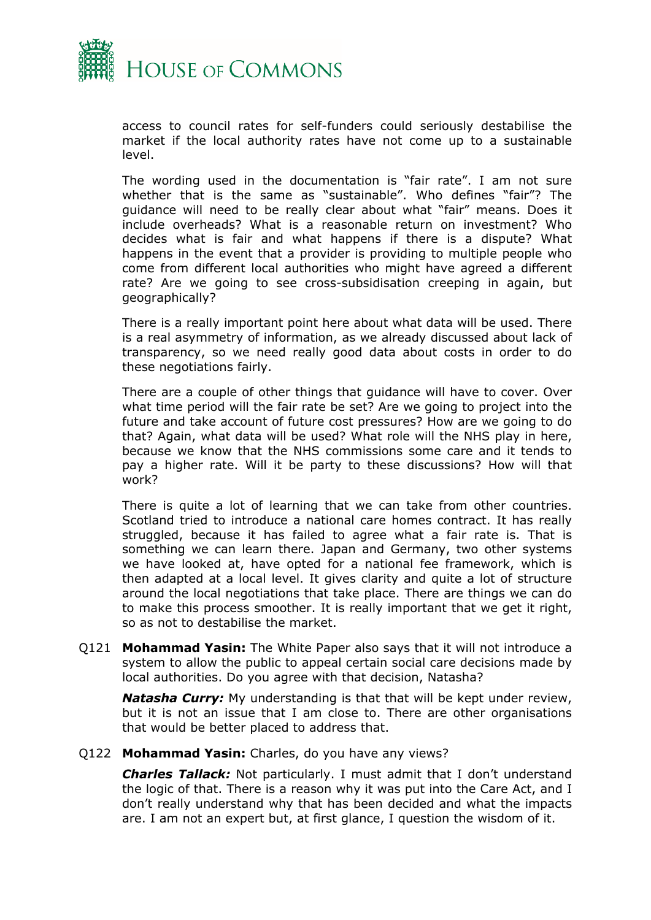access to council rates for self-funders could seriously destabilise the market if the local authority rates have not come up to a sustainable level.

The wording used in the documentation is "fair rate". I am not sure whether that is the same as "sustainable". Who defines "fair"? The guidance will need to be really clear about what "fair" means. Does it include overheads? What is a reasonable return on investment? Who decides what is fair and what happens if there is a dispute? What happens in the event that a provider is providing to multiple people who come from different local authorities who might have agreed a different rate? Are we going to see cross-subsidisation creeping in again, but geographically?

There is a really important point here about what data will be used. There is a real asymmetry of information, as we already discussed about lack of transparency, so we need really good data about costs in order to do these negotiations fairly.

There are a couple of other things that guidance will have to cover. Over what time period will the fair rate be set? Are we going to project into the future and take account of future cost pressures? How are we going to do that? Again, what data will be used? What role will the NHS play in here, because we know that the NHS commissions some care and it tends to pay a higher rate. Will it be party to these discussions? How will that work?

There is quite a lot of learning that we can take from other countries. Scotland tried to introduce a national care homes contract. It has really struggled, because it has failed to agree what a fair rate is. That is something we can learn there. Japan and Germany, two other systems we have looked at, have opted for a national fee framework, which is then adapted at a local level. It gives clarity and quite a lot of structure around the local negotiations that take place. There are things we can do to make this process smoother. It is really important that we get it right, so as not to destabilise the market.

Q121 **Mohammad Yasin:** The White Paper also says that it will not introduce a system to allow the public to appeal certain social care decisions made by local authorities. Do you agree with that decision, Natasha?

***Natasha Curry:*** My understanding is that that will be kept under review, but it is not an issue that I am close to. There are other organisations that would be better placed to address that.

Q122 **Mohammad Yasin:** Charles, do you have any views?

***Charles Tallack:*** Not particularly. I must admit that I don't understand the logic of that. There is a reason why it was put into the Care Act, and I don't really understand why that has been decided and what the impacts are. I am not an expert but, at first glance, I question the wisdom of it.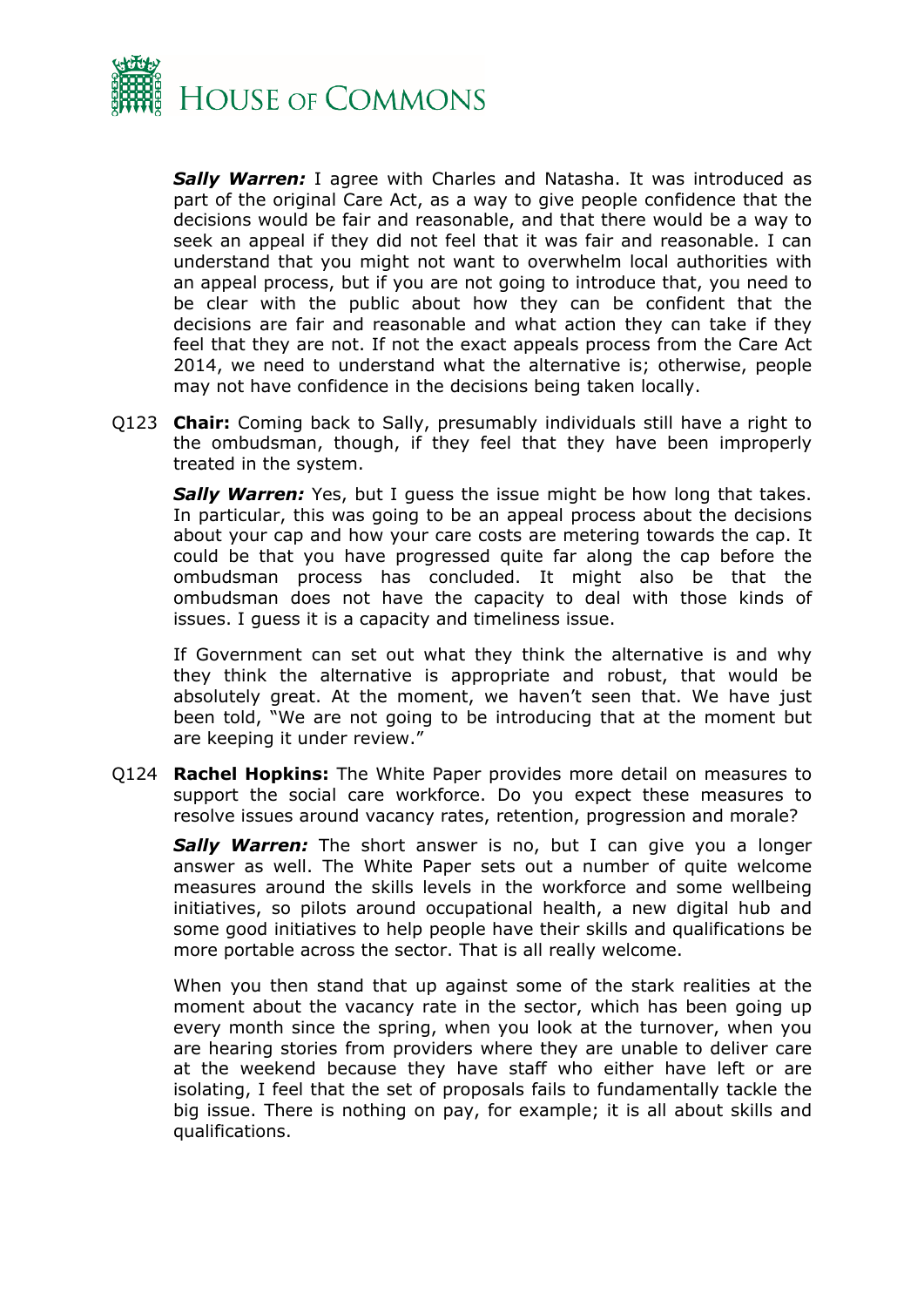***Sally Warren:*** I agree with Charles and Natasha. It was introduced as part of the original Care Act, as a way to give people confidence that the decisions would be fair and reasonable, and that there would be a way to seek an appeal if they did not feel that it was fair and reasonable. I can understand that you might not want to overwhelm local authorities with an appeal process, but if you are not going to introduce that, you need to be clear with the public about how they can be confident that the decisions are fair and reasonable and what action they can take if they feel that they are not. If not the exact appeals process from the Care Act 2014, we need to understand what the alternative is; otherwise, people may not have confidence in the decisions being taken locally.

Q123 **Chair:** Coming back to Sally, presumably individuals still have a right to the ombudsman, though, if they feel that they have been improperly treated in the system.

***Sally Warren:*** Yes, but I guess the issue might be how long that takes. In particular, this was going to be an appeal process about the decisions about your cap and how your care costs are metering towards the cap. It could be that you have progressed quite far along the cap before the ombudsman process has concluded. It might also be that the ombudsman does not have the capacity to deal with those kinds of issues. I guess it is a capacity and timeliness issue.

If Government can set out what they think the alternative is and why they think the alternative is appropriate and robust, that would be absolutely great. At the moment, we haven't seen that. We have just been told, "We are not going to be introducing that at the moment but are keeping it under review."

Q124 **Rachel Hopkins:** The White Paper provides more detail on measures to support the social care workforce. Do you expect these measures to resolve issues around vacancy rates, retention, progression and morale?

***Sally Warren:*** The short answer is no, but I can give you a longer answer as well. The White Paper sets out a number of quite welcome measures around the skills levels in the workforce and some wellbeing initiatives, so pilots around occupational health, a new digital hub and some good initiatives to help people have their skills and qualifications be more portable across the sector. That is all really welcome.

When you then stand that up against some of the stark realities at the moment about the vacancy rate in the sector, which has been going up every month since the spring, when you look at the turnover, when you are hearing stories from providers where they are unable to deliver care at the weekend because they have staff who either have left or are isolating, I feel that the set of proposals fails to fundamentally tackle the big issue. There is nothing on pay, for example; it is all about skills and qualifications.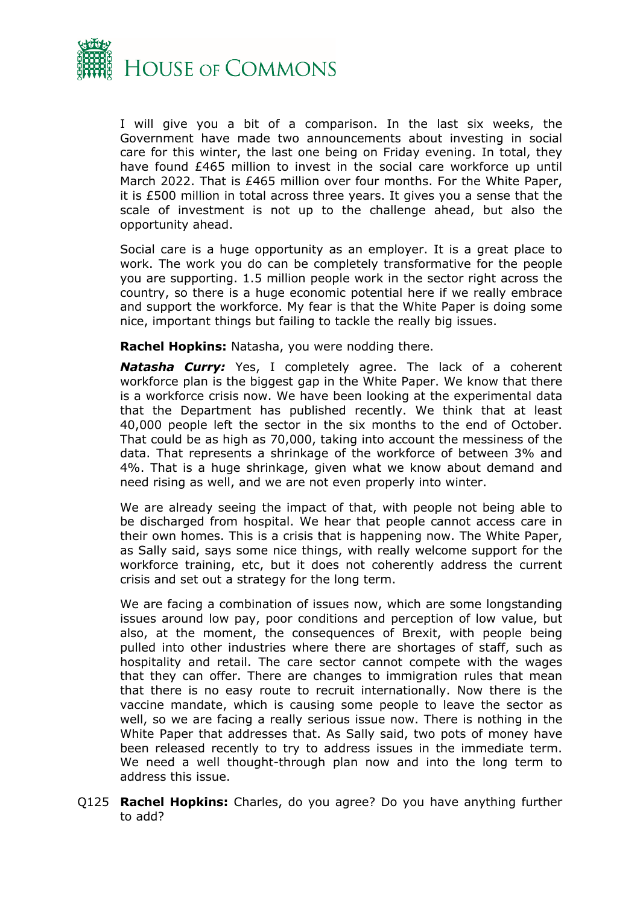I will give you a bit of a comparison. In the last six weeks, the Government have made two announcements about investing in social care for this winter, the last one being on Friday evening. In total, they have found £465 million to invest in the social care workforce up until March 2022. That is £465 million over four months. For the White Paper, it is £500 million in total across three years. It gives you a sense that the scale of investment is not up to the challenge ahead, but also the opportunity ahead.

Social care is a huge opportunity as an employer. It is a great place to work. The work you do can be completely transformative for the people you are supporting. 1.5 million people work in the sector right across the country, so there is a huge economic potential here if we really embrace and support the workforce. My fear is that the White Paper is doing some nice, important things but failing to tackle the really big issues.

**Rachel Hopkins:** Natasha, you were nodding there.

***Natasha Curry:*** Yes, I completely agree. The lack of a coherent workforce plan is the biggest gap in the White Paper. We know that there is a workforce crisis now. We have been looking at the experimental data that the Department has published recently. We think that at least 40,000 people left the sector in the six months to the end of October. That could be as high as 70,000, taking into account the messiness of the data. That represents a shrinkage of the workforce of between 3% and 4%. That is a huge shrinkage, given what we know about demand and need rising as well, and we are not even properly into winter.

We are already seeing the impact of that, with people not being able to be discharged from hospital. We hear that people cannot access care in their own homes. This is a crisis that is happening now. The White Paper, as Sally said, says some nice things, with really welcome support for the workforce training, etc, but it does not coherently address the current crisis and set out a strategy for the long term.

We are facing a combination of issues now, which are some longstanding issues around low pay, poor conditions and perception of low value, but also, at the moment, the consequences of Brexit, with people being pulled into other industries where there are shortages of staff, such as hospitality and retail. The care sector cannot compete with the wages that they can offer. There are changes to immigration rules that mean that there is no easy route to recruit internationally. Now there is the vaccine mandate, which is causing some people to leave the sector as well, so we are facing a really serious issue now. There is nothing in the White Paper that addresses that. As Sally said, two pots of money have been released recently to try to address issues in the immediate term. We need a well thought-through plan now and into the long term to address this issue.

Q125 **Rachel Hopkins:** Charles, do you agree? Do you have anything further to add?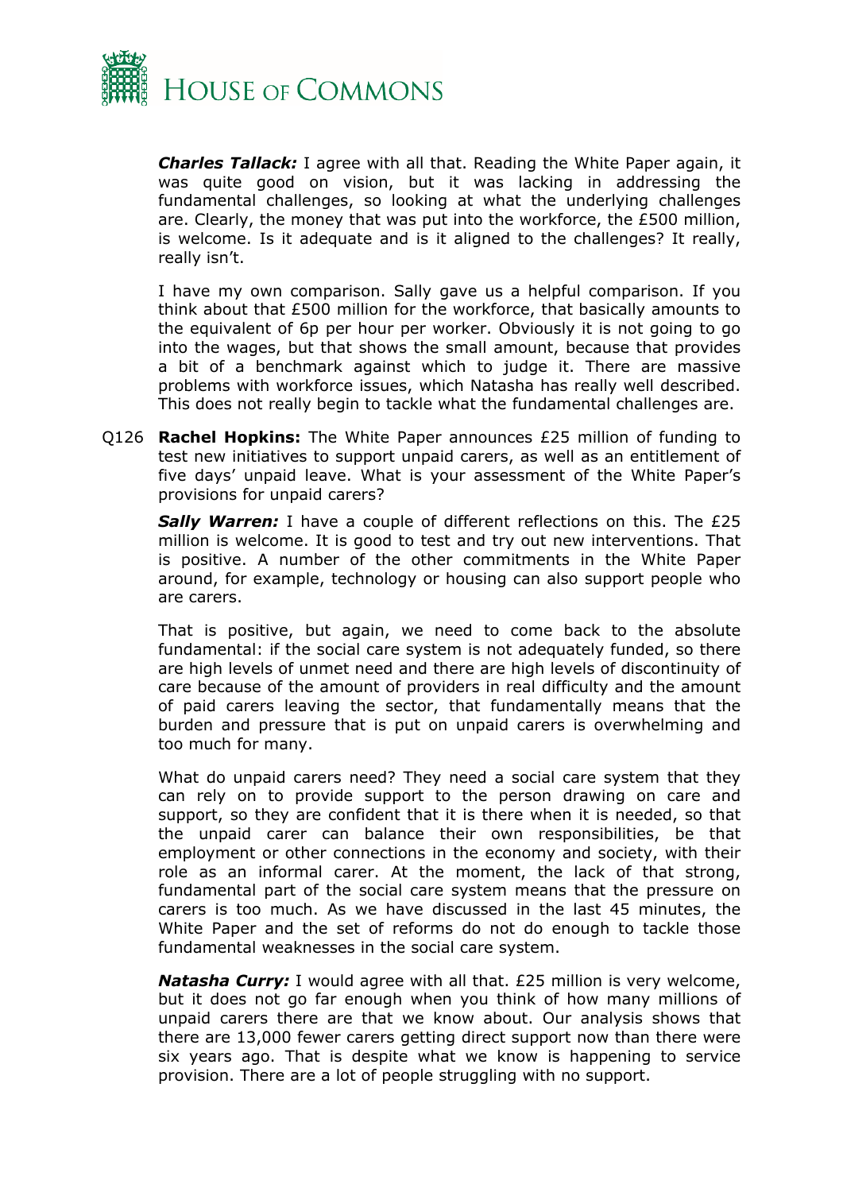***Charles Tallack:*** I agree with all that. Reading the White Paper again, it was quite good on vision, but it was lacking in addressing the fundamental challenges, so looking at what the underlying challenges are. Clearly, the money that was put into the workforce, the £500 million, is welcome. Is it adequate and is it aligned to the challenges? It really, really isn't.

I have my own comparison. Sally gave us a helpful comparison. If you think about that £500 million for the workforce, that basically amounts to the equivalent of 6p per hour per worker. Obviously it is not going to go into the wages, but that shows the small amount, because that provides a bit of a benchmark against which to judge it. There are massive problems with workforce issues, which Natasha has really well described. This does not really begin to tackle what the fundamental challenges are.

Q126 **Rachel Hopkins:** The White Paper announces £25 million of funding to test new initiatives to support unpaid carers, as well as an entitlement of five days' unpaid leave. What is your assessment of the White Paper's provisions for unpaid carers?

***Sally Warren:*** I have a couple of different reflections on this. The £25 million is welcome. It is good to test and try out new interventions. That is positive. A number of the other commitments in the White Paper around, for example, technology or housing can also support people who are carers.

That is positive, but again, we need to come back to the absolute fundamental: if the social care system is not adequately funded, so there are high levels of unmet need and there are high levels of discontinuity of care because of the amount of providers in real difficulty and the amount of paid carers leaving the sector, that fundamentally means that the burden and pressure that is put on unpaid carers is overwhelming and too much for many.

What do unpaid carers need? They need a social care system that they can rely on to provide support to the person drawing on care and support, so they are confident that it is there when it is needed, so that the unpaid carer can balance their own responsibilities, be that employment or other connections in the economy and society, with their role as an informal carer. At the moment, the lack of that strong, fundamental part of the social care system means that the pressure on carers is too much. As we have discussed in the last 45 minutes, the White Paper and the set of reforms do not do enough to tackle those fundamental weaknesses in the social care system.

***Natasha Curry:*** I would agree with all that. £25 million is very welcome, but it does not go far enough when you think of how many millions of unpaid carers there are that we know about. Our analysis shows that there are 13,000 fewer carers getting direct support now than there were six years ago. That is despite what we know is happening to service provision. There are a lot of people struggling with no support.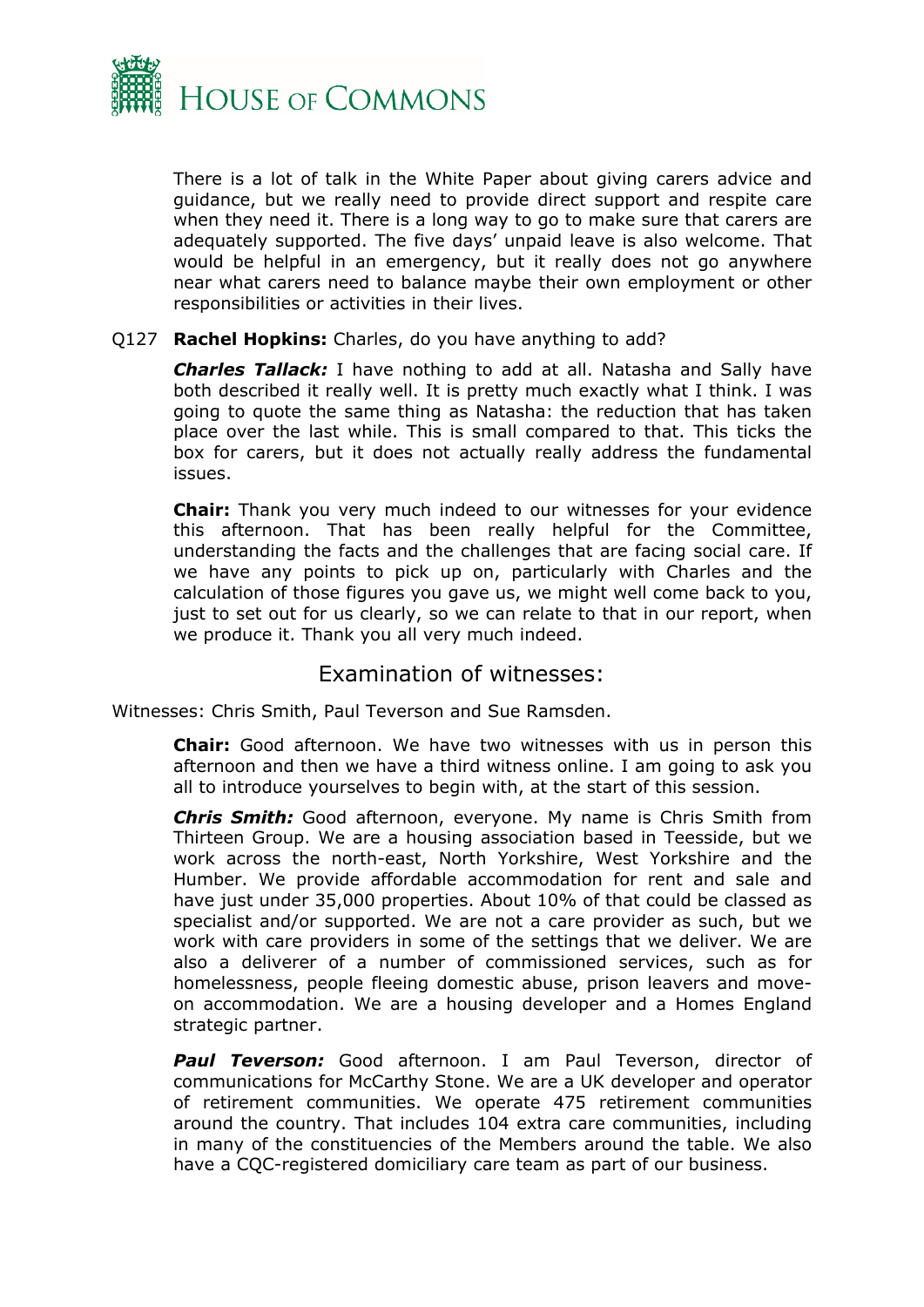There is a lot of talk in the White Paper about giving carers advice and guidance, but we really need to provide direct support and respite care when they need it. There is a long way to go to make sure that carers are adequately supported. The five days' unpaid leave is also welcome. That would be helpful in an emergency, but it really does not go anywhere near what carers need to balance maybe their own employment or other responsibilities or activities in their lives.

Q127 **Rachel Hopkins:** Charles, do you have anything to add?

***Charles Tallack:*** I have nothing to add at all. Natasha and Sally have both described it really well. It is pretty much exactly what I think. I was going to quote the same thing as Natasha: the reduction that has taken place over the last while. This is small compared to that. This ticks the box for carers, but it does not actually really address the fundamental issues.

**Chair:** Thank you very much indeed to our witnesses for your evidence this afternoon. That has been really helpful for the Committee, understanding the facts and the challenges that are facing social care. If we have any points to pick up on, particularly with Charles and the calculation of those figures you gave us, we might well come back to you, just to set out for us clearly, so we can relate to that in our report, when we produce it. Thank you all very much indeed.

## Examination of witnesses:

Witnesses: Chris Smith, Paul Teverson and Sue Ramsden.

**Chair:** Good afternoon. We have two witnesses with us in person this afternoon and then we have a third witness online. I am going to ask you all to introduce yourselves to begin with, at the start of this session.

***Chris Smith:*** Good afternoon, everyone. My name is Chris Smith from Thirteen Group. We are a housing association based in Teesside, but we work across the north-east, North Yorkshire, West Yorkshire and the Humber. We provide affordable accommodation for rent and sale and have just under 35,000 properties. About 10% of that could be classed as specialist and/or supported. We are not a care provider as such, but we work with care providers in some of the settings that we deliver. We are also a deliverer of a number of commissioned services, such as for homelessness, people fleeing domestic abuse, prison leavers and move-on accommodation. We are a housing developer and a Homes England strategic partner.

***Paul Teverson:*** Good afternoon. I am Paul Teverson, director of communications for McCarthy Stone. We are a UK developer and operator of retirement communities. We operate 475 retirement communities around the country. That includes 104 extra care communities, including in many of the constituencies of the Members around the table. We also have a CQC-registered domiciliary care team as part of our business.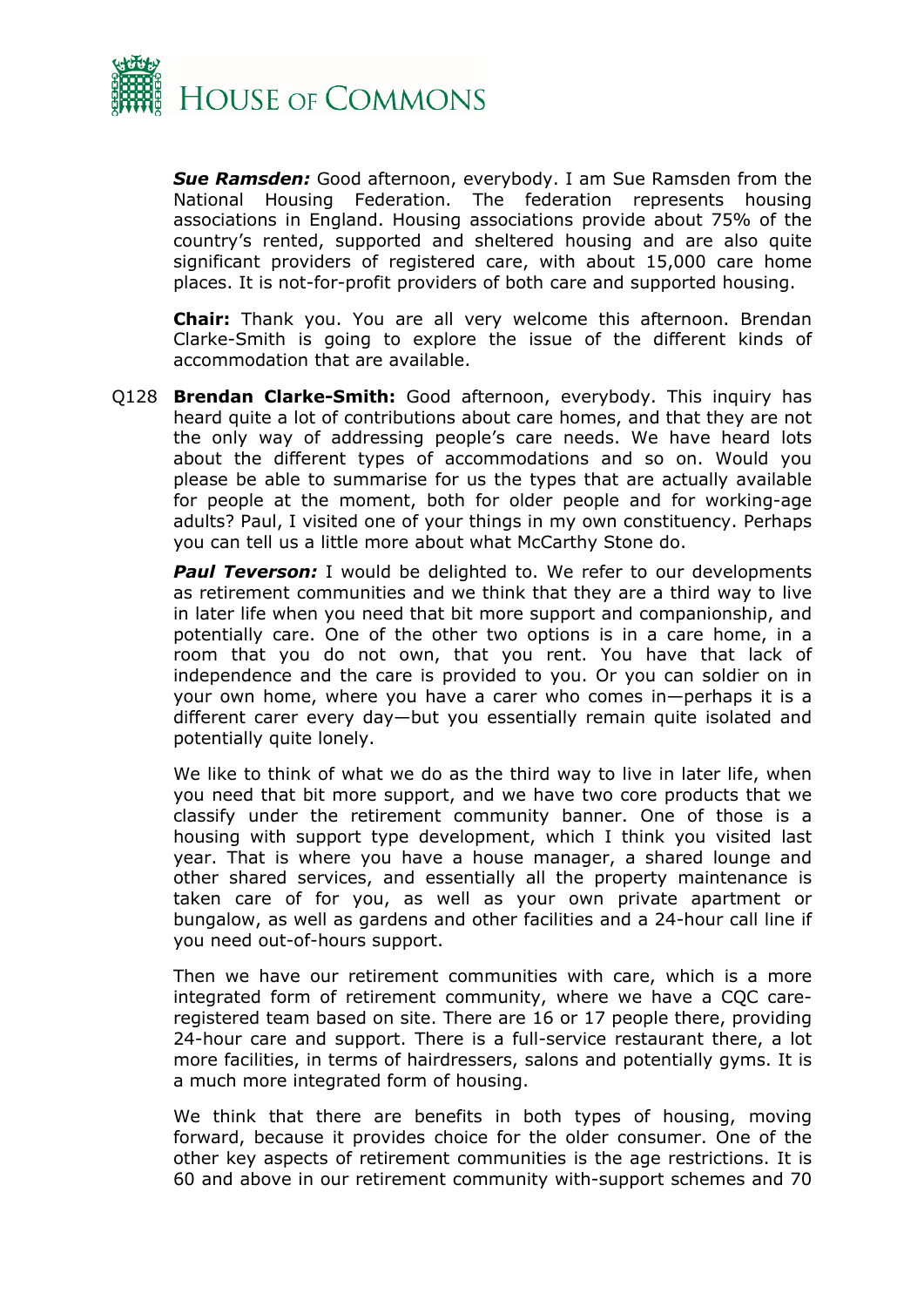***Sue Ramsden:*** Good afternoon, everybody. I am Sue Ramsden from the National Housing Federation. The federation represents housing associations in England. Housing associations provide about 75% of the country's rented, supported and sheltered housing and are also quite significant providers of registered care, with about 15,000 care home places. It is not-for-profit providers of both care and supported housing.

**Chair:** Thank you. You are all very welcome this afternoon. Brendan Clarke-Smith is going to explore the issue of the different kinds of accommodation that are available.

Q128 **Brendan Clarke-Smith:** Good afternoon, everybody. This inquiry has heard quite a lot of contributions about care homes, and that they are not the only way of addressing people's care needs. We have heard lots about the different types of accommodations and so on. Would you please be able to summarise for us the types that are actually available for people at the moment, both for older people and for working-age adults? Paul, I visited one of your things in my own constituency. Perhaps you can tell us a little more about what McCarthy Stone do.

***Paul Teverson:*** I would be delighted to. We refer to our developments as retirement communities and we think that they are a third way to live in later life when you need that bit more support and companionship, and potentially care. One of the other two options is in a care home, in a room that you do not own, that you rent. You have that lack of independence and the care is provided to you. Or you can soldier on in your own home, where you have a carer who comes in—perhaps it is a different carer every day—but you essentially remain quite isolated and potentially quite lonely.

We like to think of what we do as the third way to live in later life, when you need that bit more support, and we have two core products that we classify under the retirement community banner. One of those is a housing with support type development, which I think you visited last year. That is where you have a house manager, a shared lounge and other shared services, and essentially all the property maintenance is taken care of for you, as well as your own private apartment or bungalow, as well as gardens and other facilities and a 24-hour call line if you need out-of-hours support.

Then we have our retirement communities with care, which is a more integrated form of retirement community, where we have a CQC care-registered team based on site. There are 16 or 17 people there, providing 24-hour care and support. There is a full-service restaurant there, a lot more facilities, in terms of hairdressers, salons and potentially gyms. It is a much more integrated form of housing.

We think that there are benefits in both types of housing, moving forward, because it provides choice for the older consumer. One of the other key aspects of retirement communities is the age restrictions. It is 60 and above in our retirement community with-support schemes and 70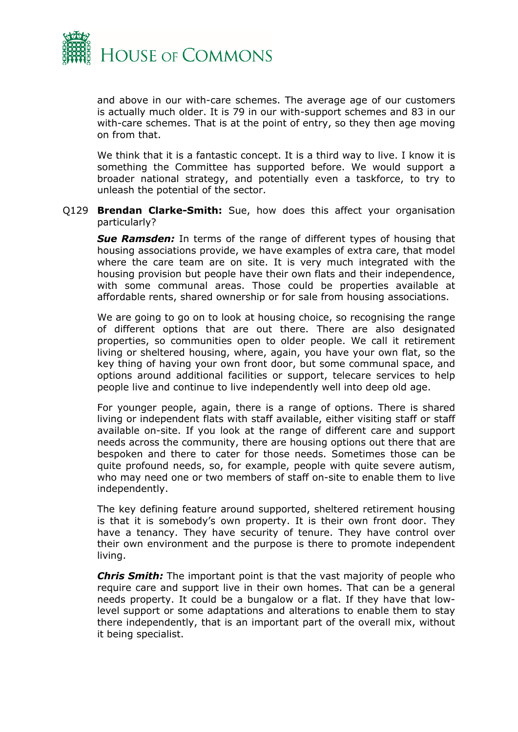and above in our with-care schemes. The average age of our customers is actually much older. It is 79 in our with-support schemes and 83 in our with-care schemes. That is at the point of entry, so they then age moving on from that.

We think that it is a fantastic concept. It is a third way to live. I know it is something the Committee has supported before. We would support a broader national strategy, and potentially even a taskforce, to try to unleash the potential of the sector.

Q129 **Brendan Clarke-Smith:** Sue, how does this affect your organisation particularly?

***Sue Ramsden:*** In terms of the range of different types of housing that housing associations provide, we have examples of extra care, that model where the care team are on site. It is very much integrated with the housing provision but people have their own flats and their independence, with some communal areas. Those could be properties available at affordable rents, shared ownership or for sale from housing associations.

We are going to go on to look at housing choice, so recognising the range of different options that are out there. There are also designated properties, so communities open to older people. We call it retirement living or sheltered housing, where, again, you have your own flat, so the key thing of having your own front door, but some communal space, and options around additional facilities or support, telecare services to help people live and continue to live independently well into deep old age.

For younger people, again, there is a range of options. There is shared living or independent flats with staff available, either visiting staff or staff available on-site. If you look at the range of different care and support needs across the community, there are housing options out there that are bespoken and there to cater for those needs. Sometimes those can be quite profound needs, so, for example, people with quite severe autism, who may need one or two members of staff on-site to enable them to live independently.

The key defining feature around supported, sheltered retirement housing is that it is somebody's own property. It is their own front door. They have a tenancy. They have security of tenure. They have control over their own environment and the purpose is there to promote independent living.

***Chris Smith:*** The important point is that the vast majority of people who require care and support live in their own homes. That can be a general needs property. It could be a bungalow or a flat. If they have that low-level support or some adaptations and alterations to enable them to stay there independently, that is an important part of the overall mix, without it being specialist.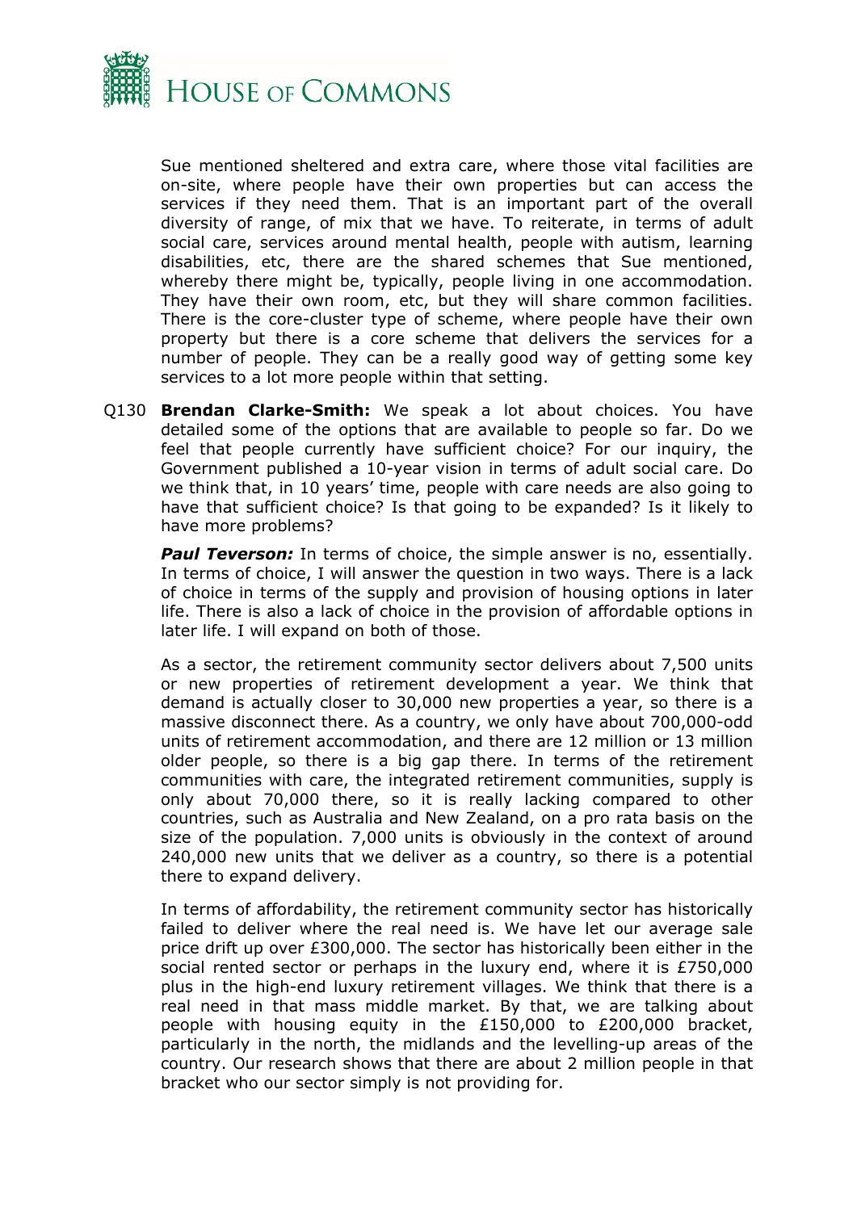Sue mentioned sheltered and extra care, where those vital facilities are on-site, where people have their own properties but can access the services if they need them. That is an important part of the overall diversity of range, of mix that we have. To reiterate, in terms of adult social care, services around mental health, people with autism, learning disabilities, etc, there are the shared schemes that Sue mentioned, whereby there might be, typically, people living in one accommodation. They have their own room, etc, but they will share common facilities. There is the core-cluster type of scheme, where people have their own property but there is a core scheme that delivers the services for a number of people. They can be a really good way of getting some key services to a lot more people within that setting.

Q130 **Brendan Clarke-Smith:** We speak a lot about choices. You have detailed some of the options that are available to people so far. Do we feel that people currently have sufficient choice? For our inquiry, the Government published a 10-year vision in terms of adult social care. Do we think that, in 10 years' time, people with care needs are also going to have that sufficient choice? Is that going to be expanded? Is it likely to have more problems?

***Paul Teverson:*** In terms of choice, the simple answer is no, essentially. In terms of choice, I will answer the question in two ways. There is a lack of choice in terms of the supply and provision of housing options in later life. There is also a lack of choice in the provision of affordable options in later life. I will expand on both of those.

As a sector, the retirement community sector delivers about 7,500 units or new properties of retirement development a year. We think that demand is actually closer to 30,000 new properties a year, so there is a massive disconnect there. As a country, we only have about 700,000-odd units of retirement accommodation, and there are 12 million or 13 million older people, so there is a big gap there. In terms of the retirement communities with care, the integrated retirement communities, supply is only about 70,000 there, so it is really lacking compared to other countries, such as Australia and New Zealand, on a pro rata basis on the size of the population. 7,000 units is obviously in the context of around 240,000 new units that we deliver as a country, so there is a potential there to expand delivery.

In terms of affordability, the retirement community sector has historically failed to deliver where the real need is. We have let our average sale price drift up over £300,000. The sector has historically been either in the social rented sector or perhaps in the luxury end, where it is £750,000 plus in the high-end luxury retirement villages. We think that there is a real need in that mass middle market. By that, we are talking about people with housing equity in the £150,000 to £200,000 bracket, particularly in the north, the midlands and the levelling-up areas of the country. Our research shows that there are about 2 million people in that bracket who our sector simply is not providing for.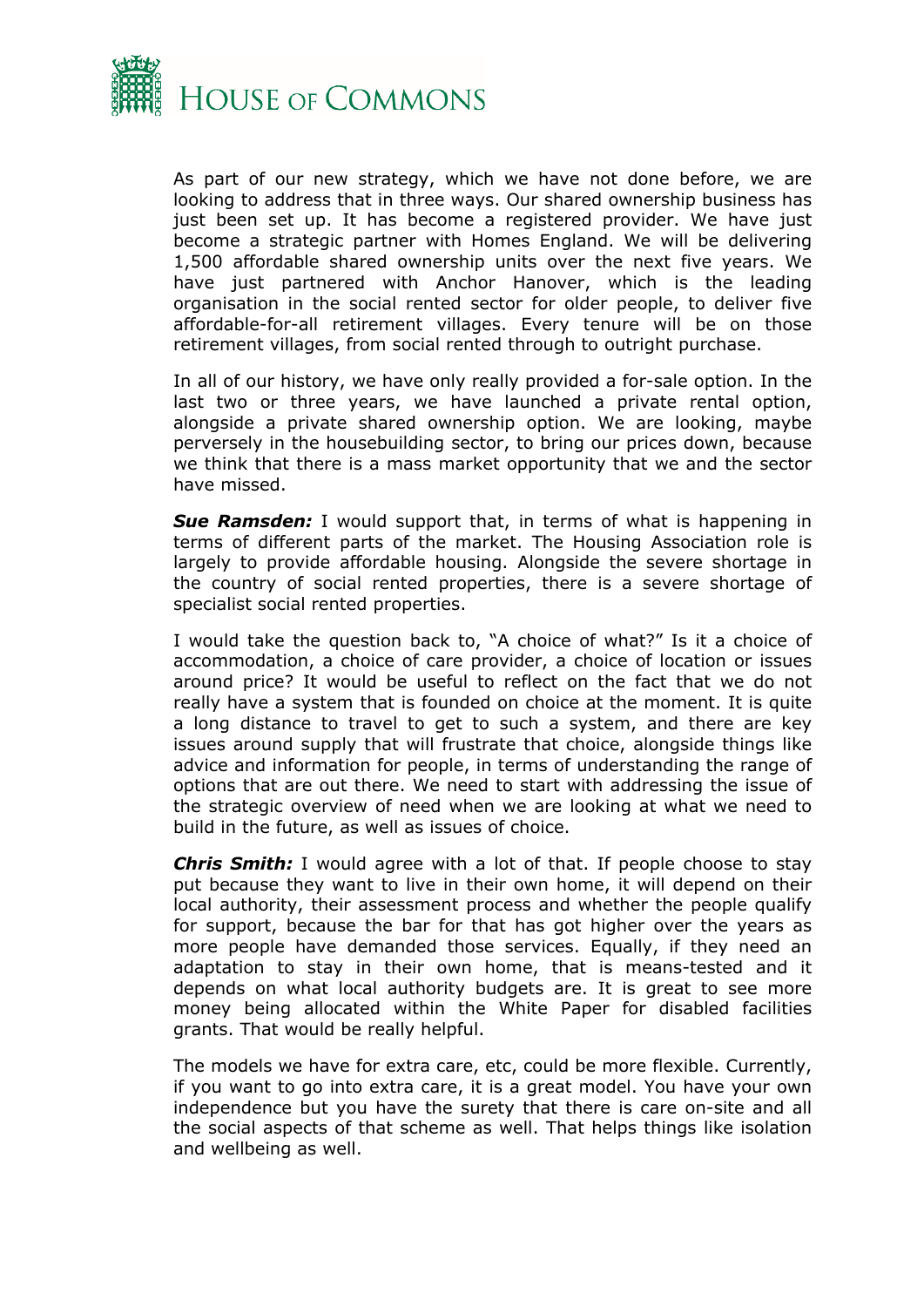As part of our new strategy, which we have not done before, we are looking to address that in three ways. Our shared ownership business has just been set up. It has become a registered provider. We have just become a strategic partner with Homes England. We will be delivering 1,500 affordable shared ownership units over the next five years. We have just partnered with Anchor Hanover, which is the leading organisation in the social rented sector for older people, to deliver five affordable-for-all retirement villages. Every tenure will be on those retirement villages, from social rented through to outright purchase.

In all of our history, we have only really provided a for-sale option. In the last two or three years, we have launched a private rental option, alongside a private shared ownership option. We are looking, maybe perversely in the housebuilding sector, to bring our prices down, because we think that there is a mass market opportunity that we and the sector have missed.

***Sue Ramsden:*** I would support that, in terms of what is happening in terms of different parts of the market. The Housing Association role is largely to provide affordable housing. Alongside the severe shortage in the country of social rented properties, there is a severe shortage of specialist social rented properties.

I would take the question back to, "A choice of what?" Is it a choice of accommodation, a choice of care provider, a choice of location or issues around price? It would be useful to reflect on the fact that we do not really have a system that is founded on choice at the moment. It is quite a long distance to travel to get to such a system, and there are key issues around supply that will frustrate that choice, alongside things like advice and information for people, in terms of understanding the range of options that are out there. We need to start with addressing the issue of the strategic overview of need when we are looking at what we need to build in the future, as well as issues of choice.

***Chris Smith:*** I would agree with a lot of that. If people choose to stay put because they want to live in their own home, it will depend on their local authority, their assessment process and whether the people qualify for support, because the bar for that has got higher over the years as more people have demanded those services. Equally, if they need an adaptation to stay in their own home, that is means-tested and it depends on what local authority budgets are. It is great to see more money being allocated within the White Paper for disabled facilities grants. That would be really helpful.

The models we have for extra care, etc, could be more flexible. Currently, if you want to go into extra care, it is a great model. You have your own independence but you have the surety that there is care on-site and all the social aspects of that scheme as well. That helps things like isolation and wellbeing as well.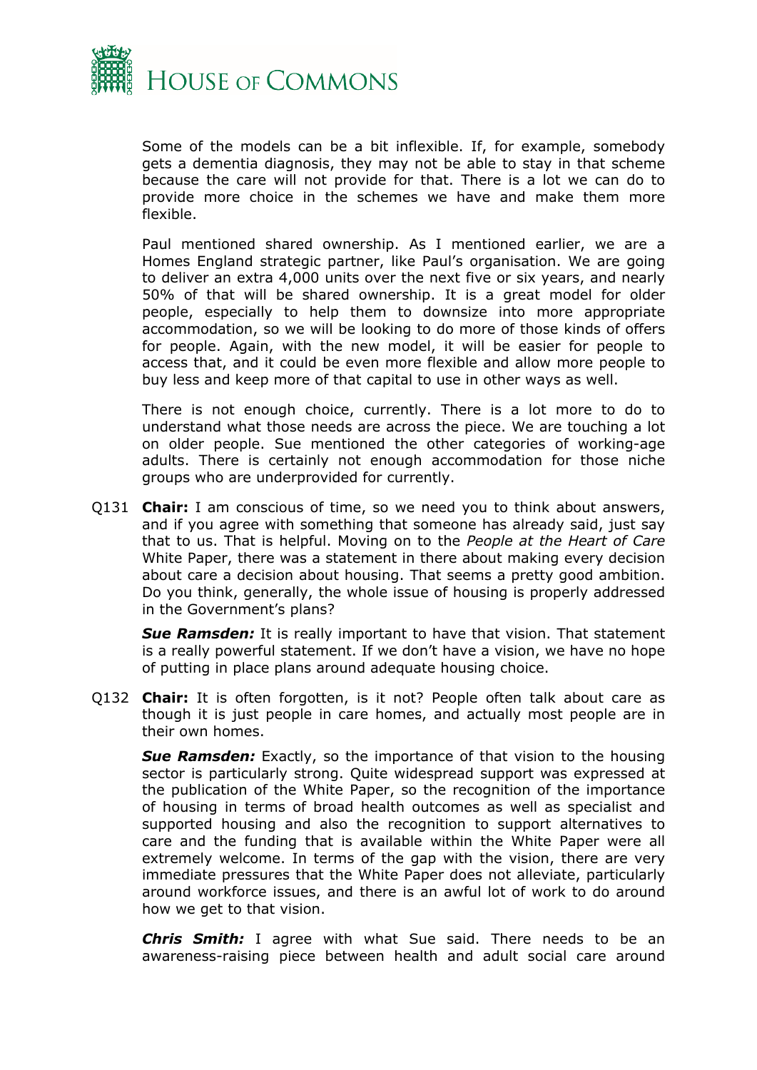Some of the models can be a bit inflexible. If, for example, somebody gets a dementia diagnosis, they may not be able to stay in that scheme because the care will not provide for that. There is a lot we can do to provide more choice in the schemes we have and make them more flexible.

Paul mentioned shared ownership. As I mentioned earlier, we are a Homes England strategic partner, like Paul's organisation. We are going to deliver an extra 4,000 units over the next five or six years, and nearly 50% of that will be shared ownership. It is a great model for older people, especially to help them to downsize into more appropriate accommodation, so we will be looking to do more of those kinds of offers for people. Again, with the new model, it will be easier for people to access that, and it could be even more flexible and allow more people to buy less and keep more of that capital to use in other ways as well.

There is not enough choice, currently. There is a lot more to do to understand what those needs are across the piece. We are touching a lot on older people. Sue mentioned the other categories of working-age adults. There is certainly not enough accommodation for those niche groups who are underprovided for currently.

Q131 **Chair:** I am conscious of time, so we need you to think about answers, and if you agree with something that someone has already said, just say that to us. That is helpful. Moving on to the *People at the Heart of Care* White Paper, there was a statement in there about making every decision about care a decision about housing. That seems a pretty good ambition. Do you think, generally, the whole issue of housing is properly addressed in the Government's plans?

***Sue Ramsden:*** It is really important to have that vision. That statement is a really powerful statement. If we don't have a vision, we have no hope of putting in place plans around adequate housing choice.

Q132 **Chair:** It is often forgotten, is it not? People often talk about care as though it is just people in care homes, and actually most people are in their own homes.

***Sue Ramsden:*** Exactly, so the importance of that vision to the housing sector is particularly strong. Quite widespread support was expressed at the publication of the White Paper, so the recognition of the importance of housing in terms of broad health outcomes as well as specialist and supported housing and also the recognition to support alternatives to care and the funding that is available within the White Paper were all extremely welcome. In terms of the gap with the vision, there are very immediate pressures that the White Paper does not alleviate, particularly around workforce issues, and there is an awful lot of work to do around how we get to that vision.

***Chris Smith:*** I agree with what Sue said. There needs to be an awareness-raising piece between health and adult social care around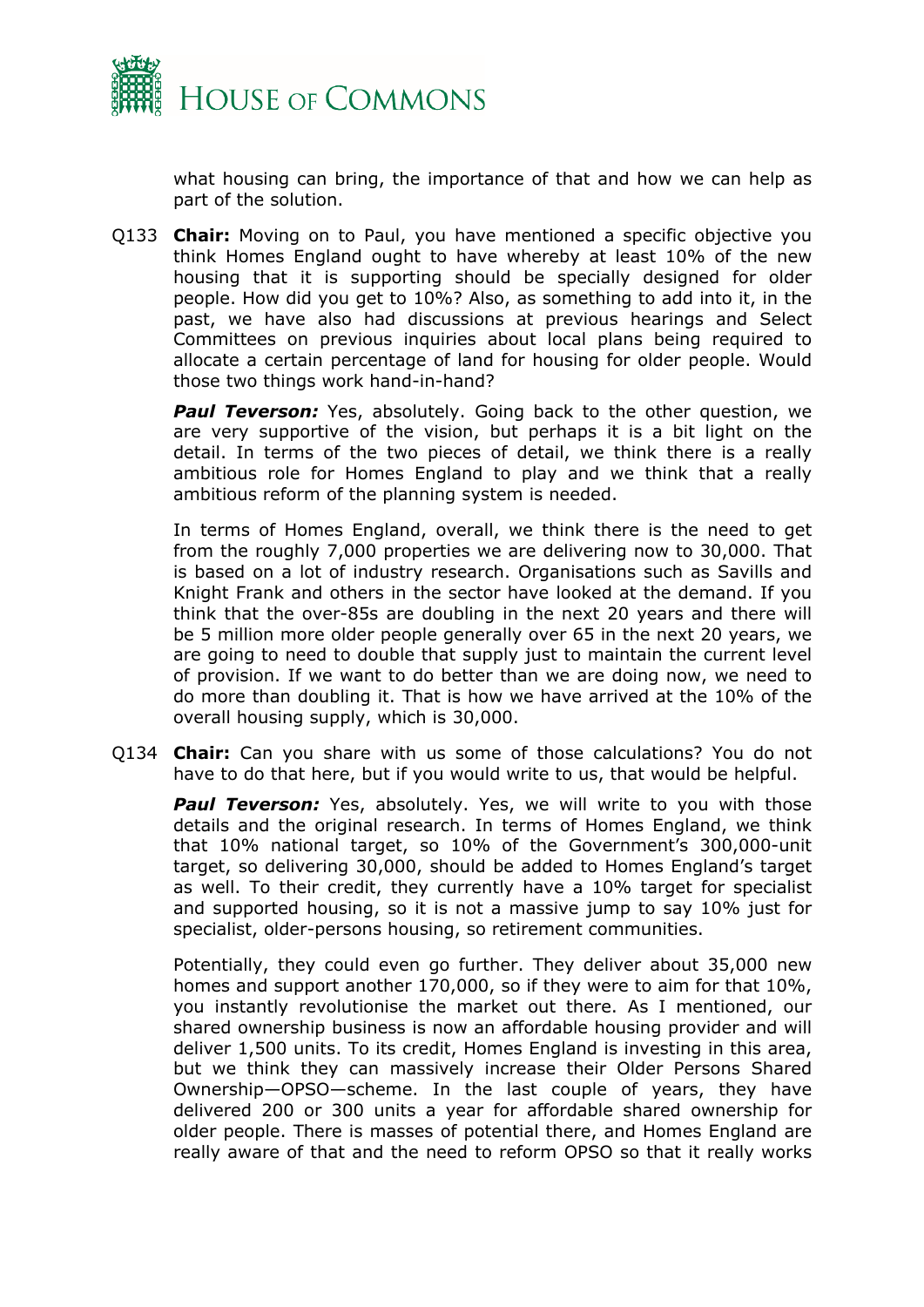what housing can bring, the importance of that and how we can help as part of the solution.

Q133 **Chair:** Moving on to Paul, you have mentioned a specific objective you think Homes England ought to have whereby at least 10% of the new housing that it is supporting should be specially designed for older people. How did you get to 10%? Also, as something to add into it, in the past, we have also had discussions at previous hearings and Select Committees on previous inquiries about local plans being required to allocate a certain percentage of land for housing for older people. Would those two things work hand-in-hand?

***Paul Teverson:*** Yes, absolutely. Going back to the other question, we are very supportive of the vision, but perhaps it is a bit light on the detail. In terms of the two pieces of detail, we think there is a really ambitious role for Homes England to play and we think that a really ambitious reform of the planning system is needed.

In terms of Homes England, overall, we think there is the need to get from the roughly 7,000 properties we are delivering now to 30,000. That is based on a lot of industry research. Organisations such as Savills and Knight Frank and others in the sector have looked at the demand. If you think that the over-85s are doubling in the next 20 years and there will be 5 million more older people generally over 65 in the next 20 years, we are going to need to double that supply just to maintain the current level of provision. If we want to do better than we are doing now, we need to do more than doubling it. That is how we have arrived at the 10% of the overall housing supply, which is 30,000.

Q134 **Chair:** Can you share with us some of those calculations? You do not have to do that here, but if you would write to us, that would be helpful.

***Paul Teverson:*** Yes, absolutely. Yes, we will write to you with those details and the original research. In terms of Homes England, we think that 10% national target, so 10% of the Government's 300,000-unit target, so delivering 30,000, should be added to Homes England's target as well. To their credit, they currently have a 10% target for specialist and supported housing, so it is not a massive jump to say 10% just for specialist, older-persons housing, so retirement communities.

Potentially, they could even go further. They deliver about 35,000 new homes and support another 170,000, so if they were to aim for that 10%, you instantly revolutionise the market out there. As I mentioned, our shared ownership business is now an affordable housing provider and will deliver 1,500 units. To its credit, Homes England is investing in this area, but we think they can massively increase their Older Persons Shared Ownership—OPSO—scheme. In the last couple of years, they have delivered 200 or 300 units a year for affordable shared ownership for older people. There is masses of potential there, and Homes England are really aware of that and the need to reform OPSO so that it really works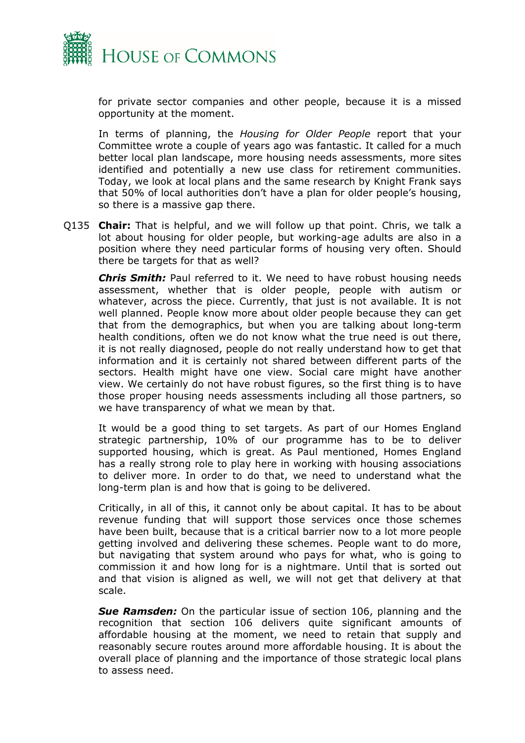for private sector companies and other people, because it is a missed opportunity at the moment.

In terms of planning, the *Housing for Older People* report that your Committee wrote a couple of years ago was fantastic. It called for a much better local plan landscape, more housing needs assessments, more sites identified and potentially a new use class for retirement communities. Today, we look at local plans and the same research by Knight Frank says that 50% of local authorities don't have a plan for older people's housing, so there is a massive gap there.

Q135 **Chair:** That is helpful, and we will follow up that point. Chris, we talk a lot about housing for older people, but working-age adults are also in a position where they need particular forms of housing very often. Should there be targets for that as well?

***Chris Smith:*** Paul referred to it. We need to have robust housing needs assessment, whether that is older people, people with autism or whatever, across the piece. Currently, that just is not available. It is not well planned. People know more about older people because they can get that from the demographics, but when you are talking about long-term health conditions, often we do not know what the true need is out there, it is not really diagnosed, people do not really understand how to get that information and it is certainly not shared between different parts of the sectors. Health might have one view. Social care might have another view. We certainly do not have robust figures, so the first thing is to have those proper housing needs assessments including all those partners, so we have transparency of what we mean by that.

It would be a good thing to set targets. As part of our Homes England strategic partnership, 10% of our programme has to be to deliver supported housing, which is great. As Paul mentioned, Homes England has a really strong role to play here in working with housing associations to deliver more. In order to do that, we need to understand what the long-term plan is and how that is going to be delivered.

Critically, in all of this, it cannot only be about capital. It has to be about revenue funding that will support those services once those schemes have been built, because that is a critical barrier now to a lot more people getting involved and delivering these schemes. People want to do more, but navigating that system around who pays for what, who is going to commission it and how long for is a nightmare. Until that is sorted out and that vision is aligned as well, we will not get that delivery at that scale.

***Sue Ramsden:*** On the particular issue of section 106, planning and the recognition that section 106 delivers quite significant amounts of affordable housing at the moment, we need to retain that supply and reasonably secure routes around more affordable housing. It is about the overall place of planning and the importance of those strategic local plans to assess need.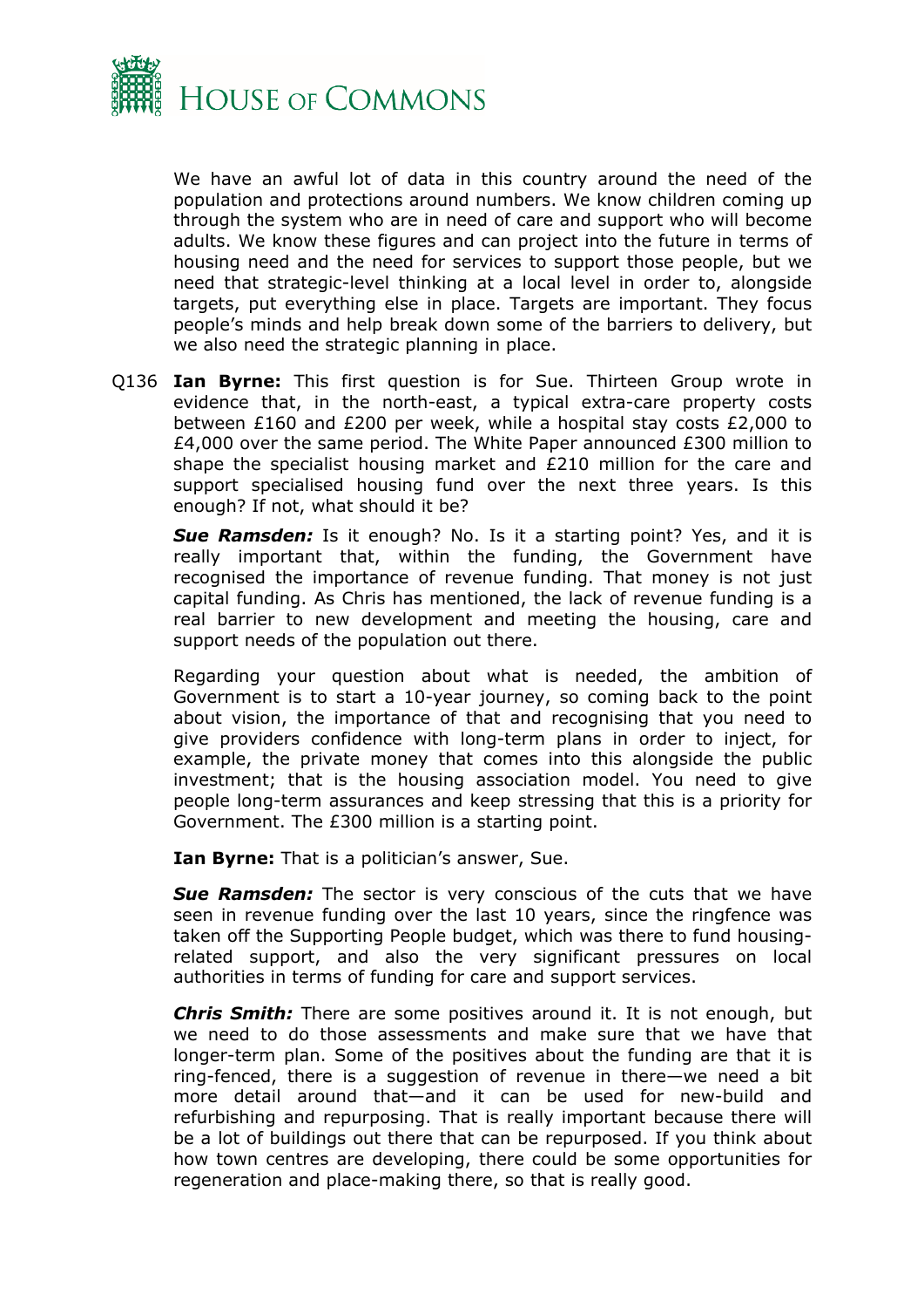We have an awful lot of data in this country around the need of the population and protections around numbers. We know children coming up through the system who are in need of care and support who will become adults. We know these figures and can project into the future in terms of housing need and the need for services to support those people, but we need that strategic-level thinking at a local level in order to, alongside targets, put everything else in place. Targets are important. They focus people's minds and help break down some of the barriers to delivery, but we also need the strategic planning in place.

Q136 **Ian Byrne:** This first question is for Sue. Thirteen Group wrote in evidence that, in the north-east, a typical extra-care property costs between £160 and £200 per week, while a hospital stay costs £2,000 to £4,000 over the same period. The White Paper announced £300 million to shape the specialist housing market and £210 million for the care and support specialised housing fund over the next three years. Is this enough? If not, what should it be?

***Sue Ramsden:*** Is it enough? No. Is it a starting point? Yes, and it is really important that, within the funding, the Government have recognised the importance of revenue funding. That money is not just capital funding. As Chris has mentioned, the lack of revenue funding is a real barrier to new development and meeting the housing, care and support needs of the population out there.

Regarding your question about what is needed, the ambition of Government is to start a 10-year journey, so coming back to the point about vision, the importance of that and recognising that you need to give providers confidence with long-term plans in order to inject, for example, the private money that comes into this alongside the public investment; that is the housing association model. You need to give people long-term assurances and keep stressing that this is a priority for Government. The £300 million is a starting point.

**Ian Byrne:** That is a politician's answer, Sue.

***Sue Ramsden:*** The sector is very conscious of the cuts that we have seen in revenue funding over the last 10 years, since the ringfence was taken off the Supporting People budget, which was there to fund housing-related support, and also the very significant pressures on local authorities in terms of funding for care and support services.

***Chris Smith:*** There are some positives around it. It is not enough, but we need to do those assessments and make sure that we have that longer-term plan. Some of the positives about the funding are that it is ring-fenced, there is a suggestion of revenue in there—we need a bit more detail around that—and it can be used for new-build and refurbishing and repurposing. That is really important because there will be a lot of buildings out there that can be repurposed. If you think about how town centres are developing, there could be some opportunities for regeneration and place-making there, so that is really good.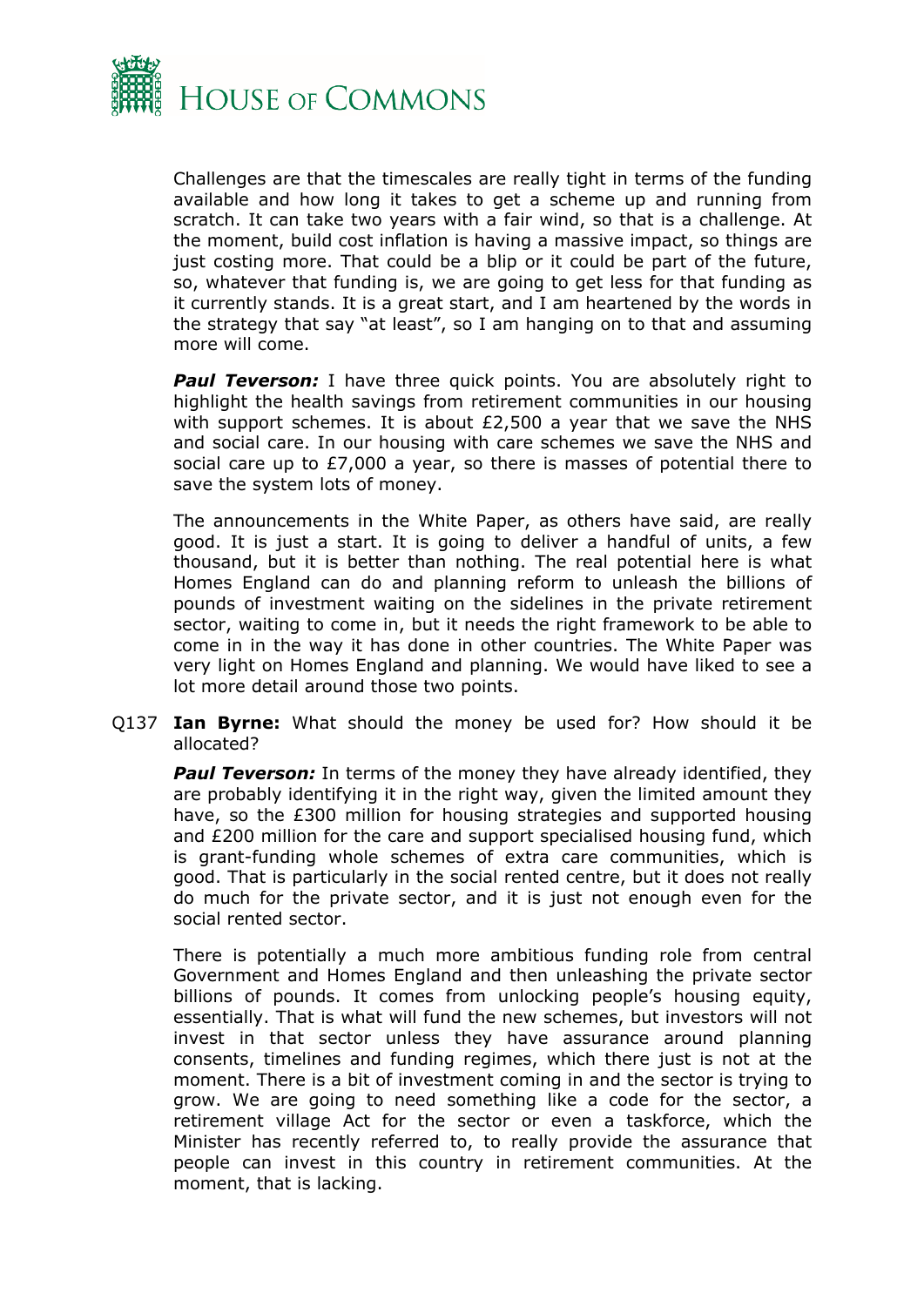Challenges are that the timescales are really tight in terms of the funding available and how long it takes to get a scheme up and running from scratch. It can take two years with a fair wind, so that is a challenge. At the moment, build cost inflation is having a massive impact, so things are just costing more. That could be a blip or it could be part of the future, so, whatever that funding is, we are going to get less for that funding as it currently stands. It is a great start, and I am heartened by the words in the strategy that say "at least", so I am hanging on to that and assuming more will come.

***Paul Teverson:*** I have three quick points. You are absolutely right to highlight the health savings from retirement communities in our housing with support schemes. It is about £2,500 a year that we save the NHS and social care. In our housing with care schemes we save the NHS and social care up to £7,000 a year, so there is masses of potential there to save the system lots of money.

The announcements in the White Paper, as others have said, are really good. It is just a start. It is going to deliver a handful of units, a few thousand, but it is better than nothing. The real potential here is what Homes England can do and planning reform to unleash the billions of pounds of investment waiting on the sidelines in the private retirement sector, waiting to come in, but it needs the right framework to be able to come in in the way it has done in other countries. The White Paper was very light on Homes England and planning. We would have liked to see a lot more detail around those two points.

Q137 **Ian Byrne:** What should the money be used for? How should it be allocated?

***Paul Teverson:*** In terms of the money they have already identified, they are probably identifying it in the right way, given the limited amount they have, so the £300 million for housing strategies and supported housing and £200 million for the care and support specialised housing fund, which is grant-funding whole schemes of extra care communities, which is good. That is particularly in the social rented centre, but it does not really do much for the private sector, and it is just not enough even for the social rented sector.

There is potentially a much more ambitious funding role from central Government and Homes England and then unleashing the private sector billions of pounds. It comes from unlocking people's housing equity, essentially. That is what will fund the new schemes, but investors will not invest in that sector unless they have assurance around planning consents, timelines and funding regimes, which there just is not at the moment. There is a bit of investment coming in and the sector is trying to grow. We are going to need something like a code for the sector, a retirement village Act for the sector or even a taskforce, which the Minister has recently referred to, to really provide the assurance that people can invest in this country in retirement communities. At the moment, that is lacking.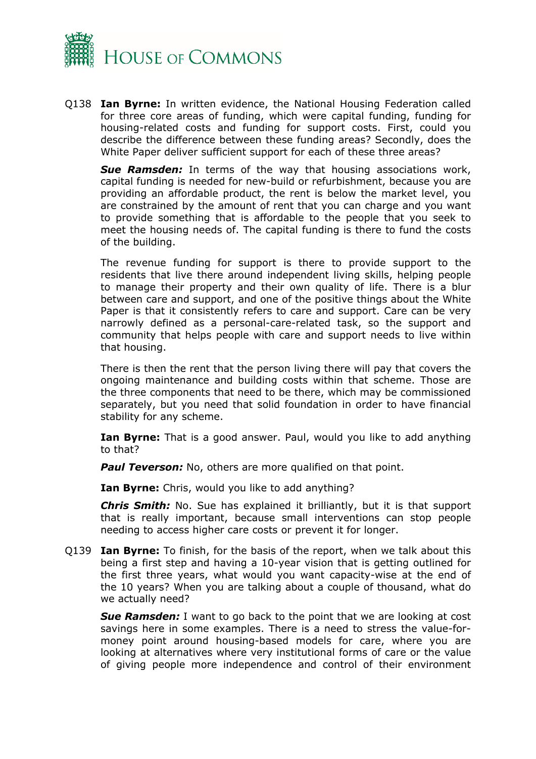Q138 **Ian Byrne:** In written evidence, the National Housing Federation called for three core areas of funding, which were capital funding, funding for housing-related costs and funding for support costs. First, could you describe the difference between these funding areas? Secondly, does the White Paper deliver sufficient support for each of these three areas?

***Sue Ramsden:*** In terms of the way that housing associations work, capital funding is needed for new-build or refurbishment, because you are providing an affordable product, the rent is below the market level, you are constrained by the amount of rent that you can charge and you want to provide something that is affordable to the people that you seek to meet the housing needs of. The capital funding is there to fund the costs of the building.

The revenue funding for support is there to provide support to the residents that live there around independent living skills, helping people to manage their property and their own quality of life. There is a blur between care and support, and one of the positive things about the White Paper is that it consistently refers to care and support. Care can be very narrowly defined as a personal-care-related task, so the support and community that helps people with care and support needs to live within that housing.

There is then the rent that the person living there will pay that covers the ongoing maintenance and building costs within that scheme. Those are the three components that need to be there, which may be commissioned separately, but you need that solid foundation in order to have financial stability for any scheme.

**Ian Byrne:** That is a good answer. Paul, would you like to add anything to that?

***Paul Teverson:*** No, others are more qualified on that point.

**Ian Byrne:** Chris, would you like to add anything?

***Chris Smith:*** No. Sue has explained it brilliantly, but it is that support that is really important, because small interventions can stop people needing to access higher care costs or prevent it for longer.

Q139 **Ian Byrne:** To finish, for the basis of the report, when we talk about this being a first step and having a 10-year vision that is getting outlined for the first three years, what would you want capacity-wise at the end of the 10 years? When you are talking about a couple of thousand, what do we actually need?

***Sue Ramsden:*** I want to go back to the point that we are looking at cost savings here in some examples. There is a need to stress the value-for-money point around housing-based models for care, where you are looking at alternatives where very institutional forms of care or the value of giving people more independence and control of their environment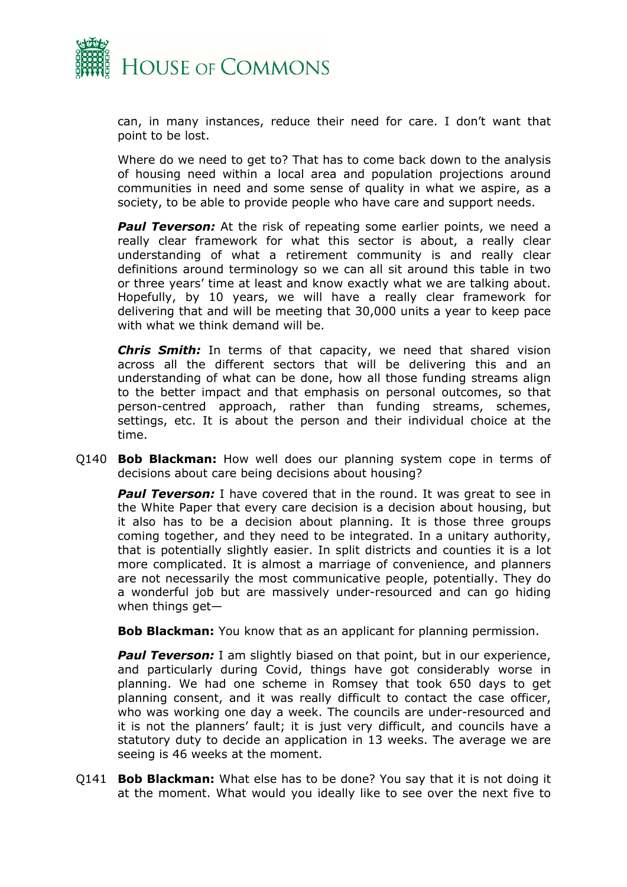can, in many instances, reduce their need for care. I don't want that point to be lost.

Where do we need to get to? That has to come back down to the analysis of housing need within a local area and population projections around communities in need and some sense of quality in what we aspire, as a society, to be able to provide people who have care and support needs.

***Paul Teverson:*** At the risk of repeating some earlier points, we need a really clear framework for what this sector is about, a really clear understanding of what a retirement community is and really clear definitions around terminology so we can all sit around this table in two or three years' time at least and know exactly what we are talking about. Hopefully, by 10 years, we will have a really clear framework for delivering that and will be meeting that 30,000 units a year to keep pace with what we think demand will be.

***Chris Smith:*** In terms of that capacity, we need that shared vision across all the different sectors that will be delivering this and an understanding of what can be done, how all those funding streams align to the better impact and that emphasis on personal outcomes, so that person-centred approach, rather than funding streams, schemes, settings, etc. It is about the person and their individual choice at the time.

Q140 **Bob Blackman:** How well does our planning system cope in terms of decisions about care being decisions about housing?

***Paul Teverson:*** I have covered that in the round. It was great to see in the White Paper that every care decision is a decision about housing, but it also has to be a decision about planning. It is those three groups coming together, and they need to be integrated. In a unitary authority, that is potentially slightly easier. In split districts and counties it is a lot more complicated. It is almost a marriage of convenience, and planners are not necessarily the most communicative people, potentially. They do a wonderful job but are massively under-resourced and can go hiding when things get—

**Bob Blackman:** You know that as an applicant for planning permission.

***Paul Teverson:*** I am slightly biased on that point, but in our experience, and particularly during Covid, things have got considerably worse in planning. We had one scheme in Romsey that took 650 days to get planning consent, and it was really difficult to contact the case officer, who was working one day a week. The councils are under-resourced and it is not the planners' fault; it is just very difficult, and councils have a statutory duty to decide an application in 13 weeks. The average we are seeing is 46 weeks at the moment.

Q141 **Bob Blackman:** What else has to be done? You say that it is not doing it at the moment. What would you ideally like to see over the next five to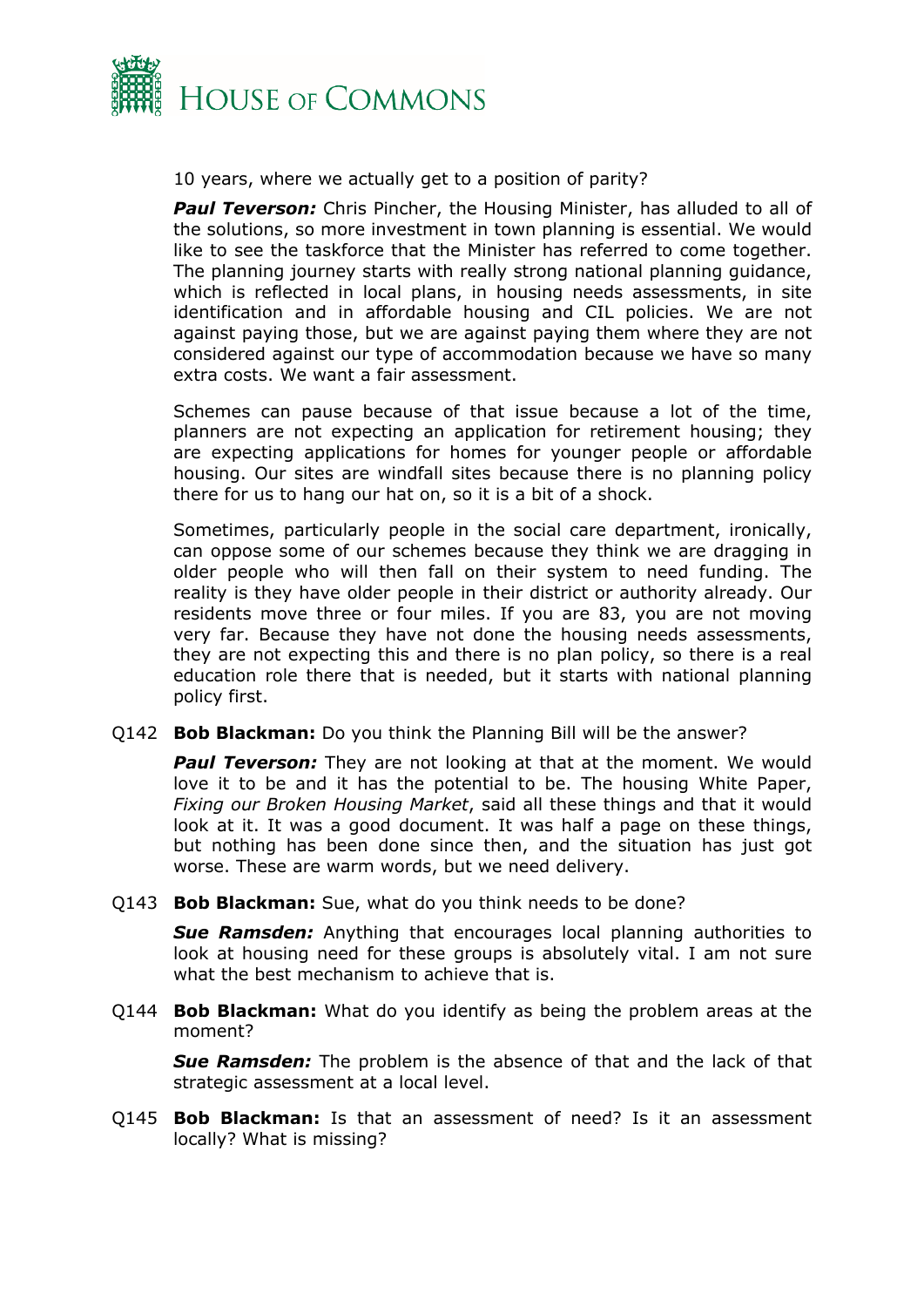10 years, where we actually get to a position of parity?

***Paul Teverson:*** Chris Pincher, the Housing Minister, has alluded to all of the solutions, so more investment in town planning is essential. We would like to see the taskforce that the Minister has referred to come together. The planning journey starts with really strong national planning guidance, which is reflected in local plans, in housing needs assessments, in site identification and in affordable housing and CIL policies. We are not against paying those, but we are against paying them where they are not considered against our type of accommodation because we have so many extra costs. We want a fair assessment.

Schemes can pause because of that issue because a lot of the time, planners are not expecting an application for retirement housing; they are expecting applications for homes for younger people or affordable housing. Our sites are windfall sites because there is no planning policy there for us to hang our hat on, so it is a bit of a shock.

Sometimes, particularly people in the social care department, ironically, can oppose some of our schemes because they think we are dragging in older people who will then fall on their system to need funding. The reality is they have older people in their district or authority already. Our residents move three or four miles. If you are 83, you are not moving very far. Because they have not done the housing needs assessments, they are not expecting this and there is no plan policy, so there is a real education role there that is needed, but it starts with national planning policy first.

Q142 **Bob Blackman:** Do you think the Planning Bill will be the answer?

***Paul Teverson:*** They are not looking at that at the moment. We would love it to be and it has the potential to be. The housing White Paper, *Fixing our Broken Housing Market*, said all these things and that it would look at it. It was a good document. It was half a page on these things, but nothing has been done since then, and the situation has just got worse. These are warm words, but we need delivery.

Q143 **Bob Blackman:** Sue, what do you think needs to be done?

***Sue Ramsden:*** Anything that encourages local planning authorities to look at housing need for these groups is absolutely vital. I am not sure what the best mechanism to achieve that is.

Q144 **Bob Blackman:** What do you identify as being the problem areas at the moment?

***Sue Ramsden:*** The problem is the absence of that and the lack of that strategic assessment at a local level.

Q145 **Bob Blackman:** Is that an assessment of need? Is it an assessment locally? What is missing?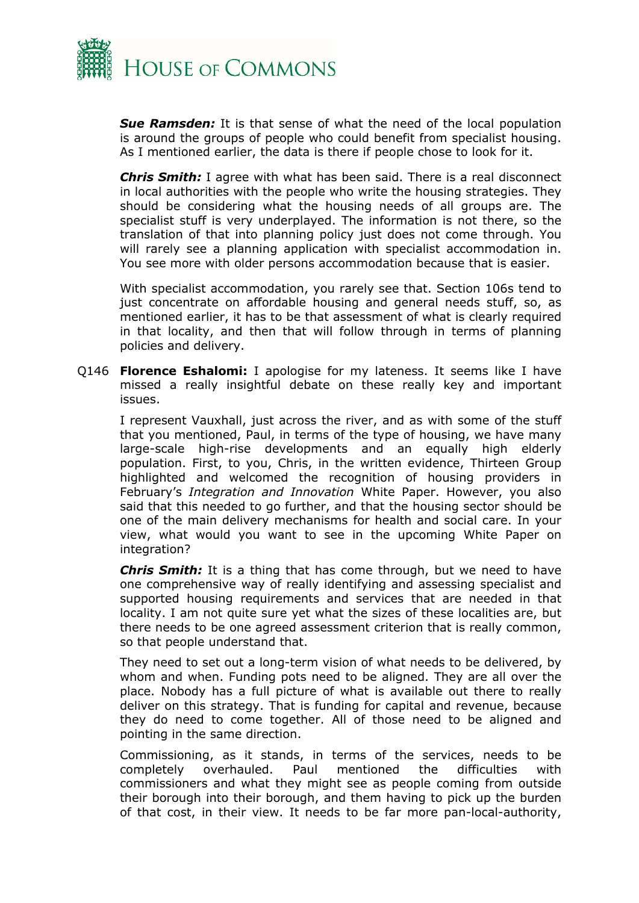***Sue Ramsden:*** It is that sense of what the need of the local population is around the groups of people who could benefit from specialist housing. As I mentioned earlier, the data is there if people chose to look for it.

***Chris Smith:*** I agree with what has been said. There is a real disconnect in local authorities with the people who write the housing strategies. They should be considering what the housing needs of all groups are. The specialist stuff is very underplayed. The information is not there, so the translation of that into planning policy just does not come through. You will rarely see a planning application with specialist accommodation in. You see more with older persons accommodation because that is easier.

With specialist accommodation, you rarely see that. Section 106s tend to just concentrate on affordable housing and general needs stuff, so, as mentioned earlier, it has to be that assessment of what is clearly required in that locality, and then that will follow through in terms of planning policies and delivery.

Q146 **Florence Eshalomi:** I apologise for my lateness. It seems like I have missed a really insightful debate on these really key and important issues.

I represent Vauxhall, just across the river, and as with some of the stuff that you mentioned, Paul, in terms of the type of housing, we have many large-scale high-rise developments and an equally high elderly population. First, to you, Chris, in the written evidence, Thirteen Group highlighted and welcomed the recognition of housing providers in February's *Integration and Innovation* White Paper. However, you also said that this needed to go further, and that the housing sector should be one of the main delivery mechanisms for health and social care. In your view, what would you want to see in the upcoming White Paper on integration?

***Chris Smith:*** It is a thing that has come through, but we need to have one comprehensive way of really identifying and assessing specialist and supported housing requirements and services that are needed in that locality. I am not quite sure yet what the sizes of these localities are, but there needs to be one agreed assessment criterion that is really common, so that people understand that.

They need to set out a long-term vision of what needs to be delivered, by whom and when. Funding pots need to be aligned. They are all over the place. Nobody has a full picture of what is available out there to really deliver on this strategy. That is funding for capital and revenue, because they do need to come together. All of those need to be aligned and pointing in the same direction.

Commissioning, as it stands, in terms of the services, needs to be completely overhauled. Paul mentioned the difficulties with commissioners and what they might see as people coming from outside their borough into their borough, and them having to pick up the burden of that cost, in their view. It needs to be far more pan-local-authority,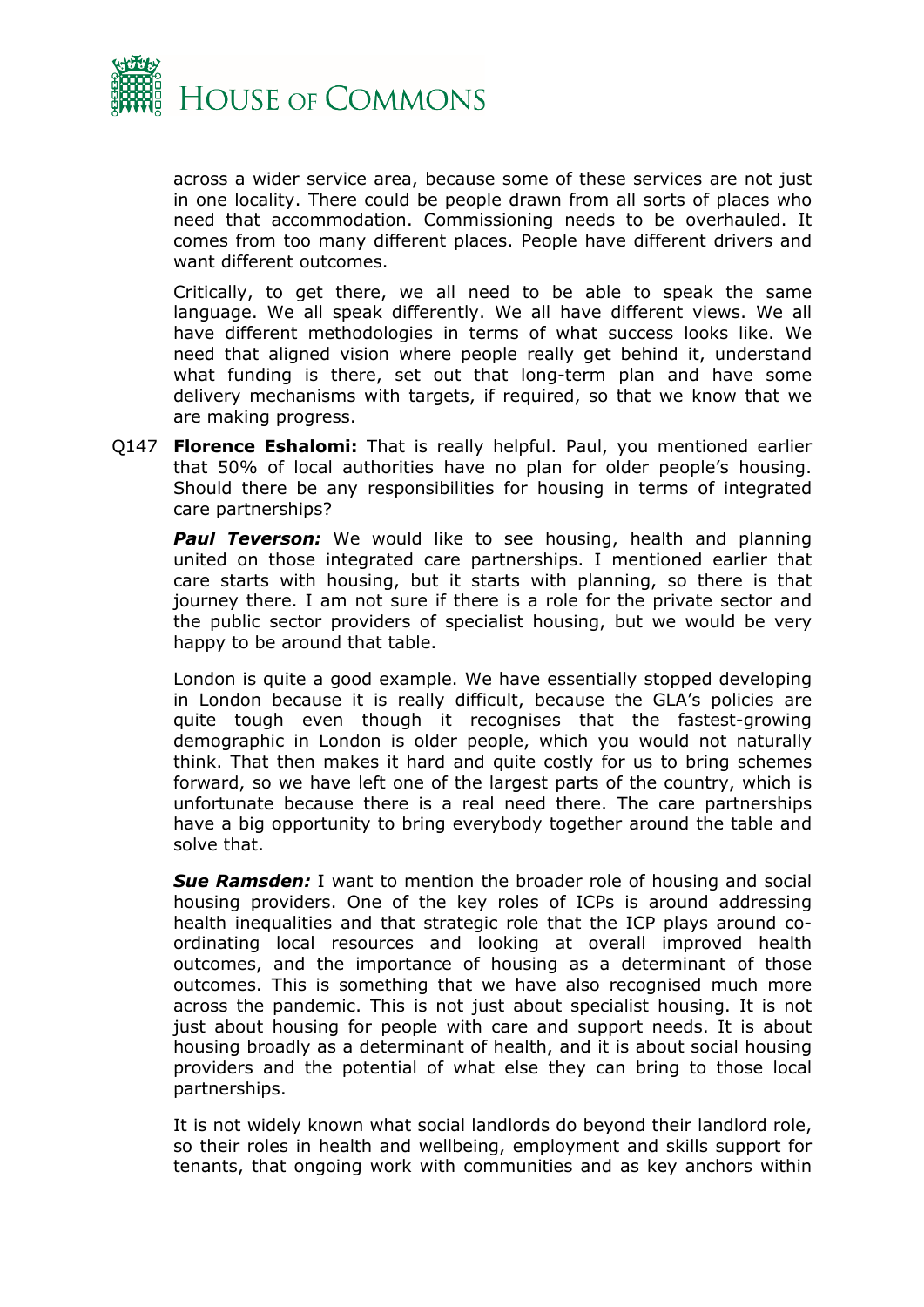across a wider service area, because some of these services are not just in one locality. There could be people drawn from all sorts of places who need that accommodation. Commissioning needs to be overhauled. It comes from too many different places. People have different drivers and want different outcomes.

Critically, to get there, we all need to be able to speak the same language. We all speak differently. We all have different views. We all have different methodologies in terms of what success looks like. We need that aligned vision where people really get behind it, understand what funding is there, set out that long-term plan and have some delivery mechanisms with targets, if required, so that we know that we are making progress.

Q147 **Florence Eshalomi:** That is really helpful. Paul, you mentioned earlier that 50% of local authorities have no plan for older people's housing. Should there be any responsibilities for housing in terms of integrated care partnerships?

***Paul Teverson:*** We would like to see housing, health and planning united on those integrated care partnerships. I mentioned earlier that care starts with housing, but it starts with planning, so there is that journey there. I am not sure if there is a role for the private sector and the public sector providers of specialist housing, but we would be very happy to be around that table.

London is quite a good example. We have essentially stopped developing in London because it is really difficult, because the GLA's policies are quite tough even though it recognises that the fastest-growing demographic in London is older people, which you would not naturally think. That then makes it hard and quite costly for us to bring schemes forward, so we have left one of the largest parts of the country, which is unfortunate because there is a real need there. The care partnerships have a big opportunity to bring everybody together around the table and solve that.

***Sue Ramsden:*** I want to mention the broader role of housing and social housing providers. One of the key roles of ICPs is around addressing health inequalities and that strategic role that the ICP plays around co-ordinating local resources and looking at overall improved health outcomes, and the importance of housing as a determinant of those outcomes. This is something that we have also recognised much more across the pandemic. This is not just about specialist housing. It is not just about housing for people with care and support needs. It is about housing broadly as a determinant of health, and it is about social housing providers and the potential of what else they can bring to those local partnerships.

It is not widely known what social landlords do beyond their landlord role, so their roles in health and wellbeing, employment and skills support for tenants, that ongoing work with communities and as key anchors within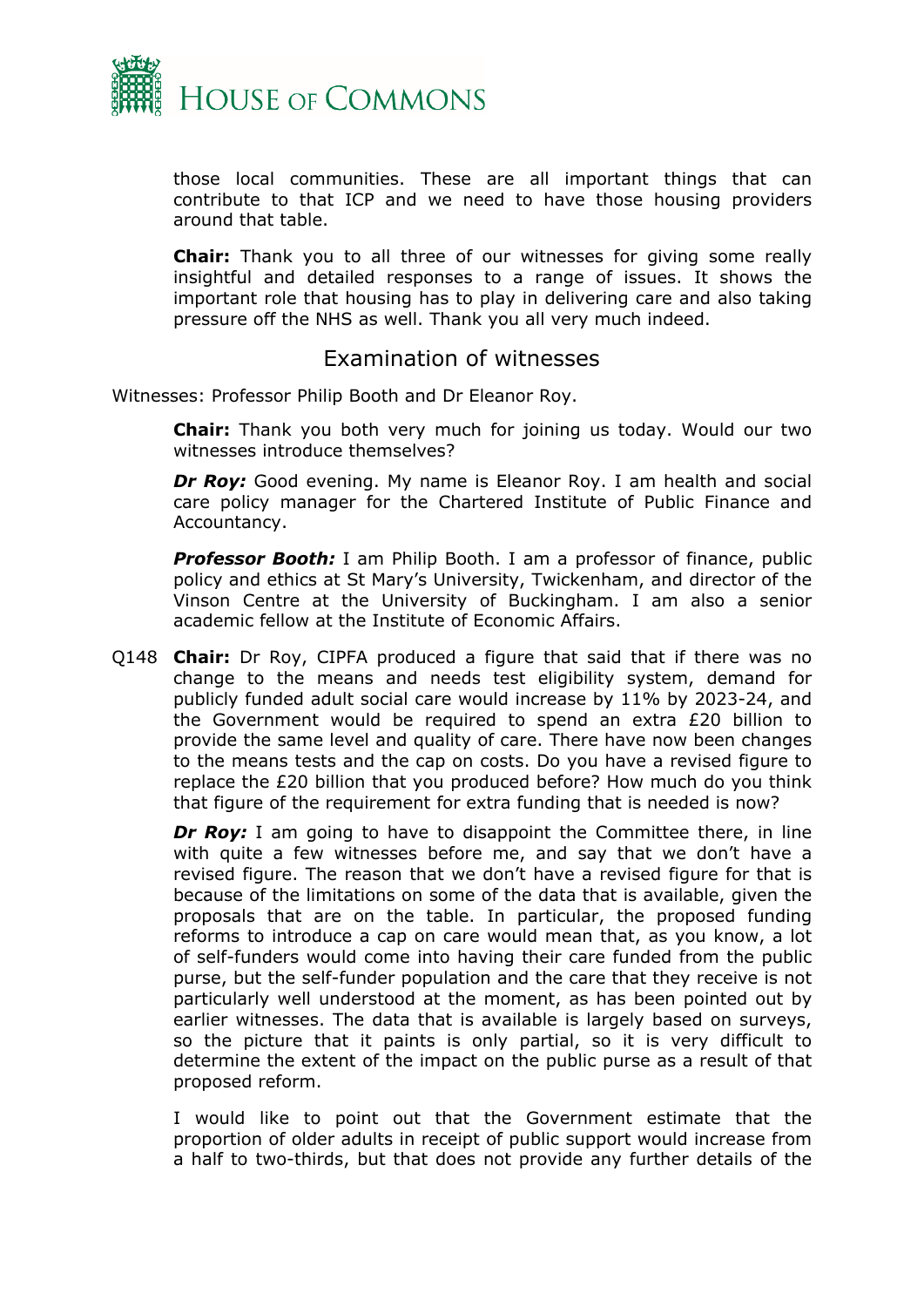those local communities. These are all important things that can contribute to that ICP and we need to have those housing providers around that table.

**Chair:** Thank you to all three of our witnesses for giving some really insightful and detailed responses to a range of issues. It shows the important role that housing has to play in delivering care and also taking pressure off the NHS as well. Thank you all very much indeed.

## Examination of witnesses

Witnesses: Professor Philip Booth and Dr Eleanor Roy.

**Chair:** Thank you both very much for joining us today. Would our two witnesses introduce themselves?

***Dr Roy:*** Good evening. My name is Eleanor Roy. I am health and social care policy manager for the Chartered Institute of Public Finance and Accountancy.

***Professor Booth:*** I am Philip Booth. I am a professor of finance, public policy and ethics at St Mary's University, Twickenham, and director of the Vinson Centre at the University of Buckingham. I am also a senior academic fellow at the Institute of Economic Affairs.

Q148 **Chair:** Dr Roy, CIPFA produced a figure that said that if there was no change to the means and needs test eligibility system, demand for publicly funded adult social care would increase by 11% by 2023-24, and the Government would be required to spend an extra £20 billion to provide the same level and quality of care. There have now been changes to the means tests and the cap on costs. Do you have a revised figure to replace the £20 billion that you produced before? How much do you think that figure of the requirement for extra funding that is needed is now?

***Dr Roy:*** I am going to have to disappoint the Committee there, in line with quite a few witnesses before me, and say that we don't have a revised figure. The reason that we don't have a revised figure for that is because of the limitations on some of the data that is available, given the proposals that are on the table. In particular, the proposed funding reforms to introduce a cap on care would mean that, as you know, a lot of self-funders would come into having their care funded from the public purse, but the self-funder population and the care that they receive is not particularly well understood at the moment, as has been pointed out by earlier witnesses. The data that is available is largely based on surveys, so the picture that it paints is only partial, so it is very difficult to determine the extent of the impact on the public purse as a result of that proposed reform.

I would like to point out that the Government estimate that the proportion of older adults in receipt of public support would increase from a half to two-thirds, but that does not provide any further details of the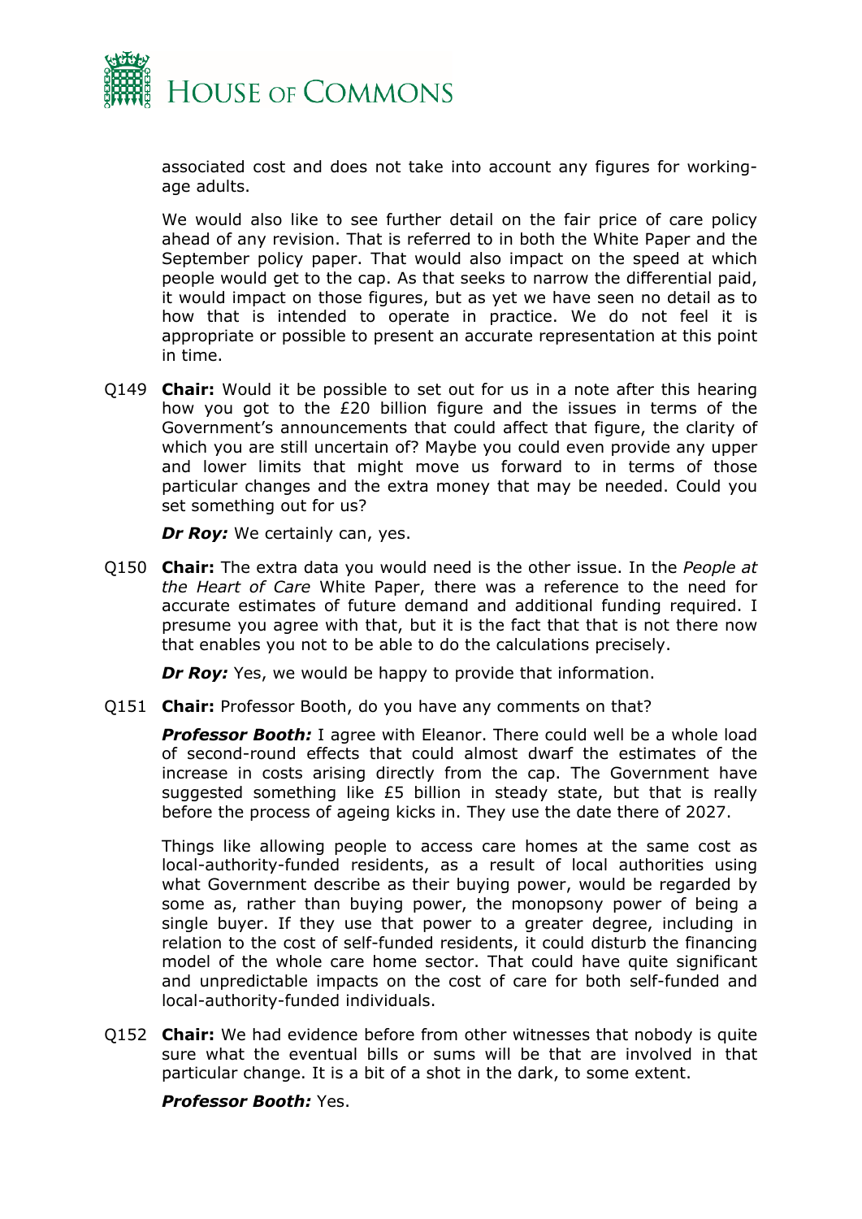associated cost and does not take into account any figures for working-age adults.

We would also like to see further detail on the fair price of care policy ahead of any revision. That is referred to in both the White Paper and the September policy paper. That would also impact on the speed at which people would get to the cap. As that seeks to narrow the differential paid, it would impact on those figures, but as yet we have seen no detail as to how that is intended to operate in practice. We do not feel it is appropriate or possible to present an accurate representation at this point in time.

Q149 **Chair:** Would it be possible to set out for us in a note after this hearing how you got to the £20 billion figure and the issues in terms of the Government's announcements that could affect that figure, the clarity of which you are still uncertain of? Maybe you could even provide any upper and lower limits that might move us forward to in terms of those particular changes and the extra money that may be needed. Could you set something out for us?

***Dr Roy:*** We certainly can, yes.

Q150 **Chair:** The extra data you would need is the other issue. In the *People at the Heart of Care* White Paper, there was a reference to the need for accurate estimates of future demand and additional funding required. I presume you agree with that, but it is the fact that that is not there now that enables you not to be able to do the calculations precisely.

***Dr Roy:*** Yes, we would be happy to provide that information.

Q151 **Chair:** Professor Booth, do you have any comments on that?

***Professor Booth:*** I agree with Eleanor. There could well be a whole load of second-round effects that could almost dwarf the estimates of the increase in costs arising directly from the cap. The Government have suggested something like £5 billion in steady state, but that is really before the process of ageing kicks in. They use the date there of 2027.

Things like allowing people to access care homes at the same cost as local-authority-funded residents, as a result of local authorities using what Government describe as their buying power, would be regarded by some as, rather than buying power, the monopsony power of being a single buyer. If they use that power to a greater degree, including in relation to the cost of self-funded residents, it could disturb the financing model of the whole care home sector. That could have quite significant and unpredictable impacts on the cost of care for both self-funded and local-authority-funded individuals.

Q152 **Chair:** We had evidence before from other witnesses that nobody is quite sure what the eventual bills or sums will be that are involved in that particular change. It is a bit of a shot in the dark, to some extent.

***Professor Booth:*** Yes.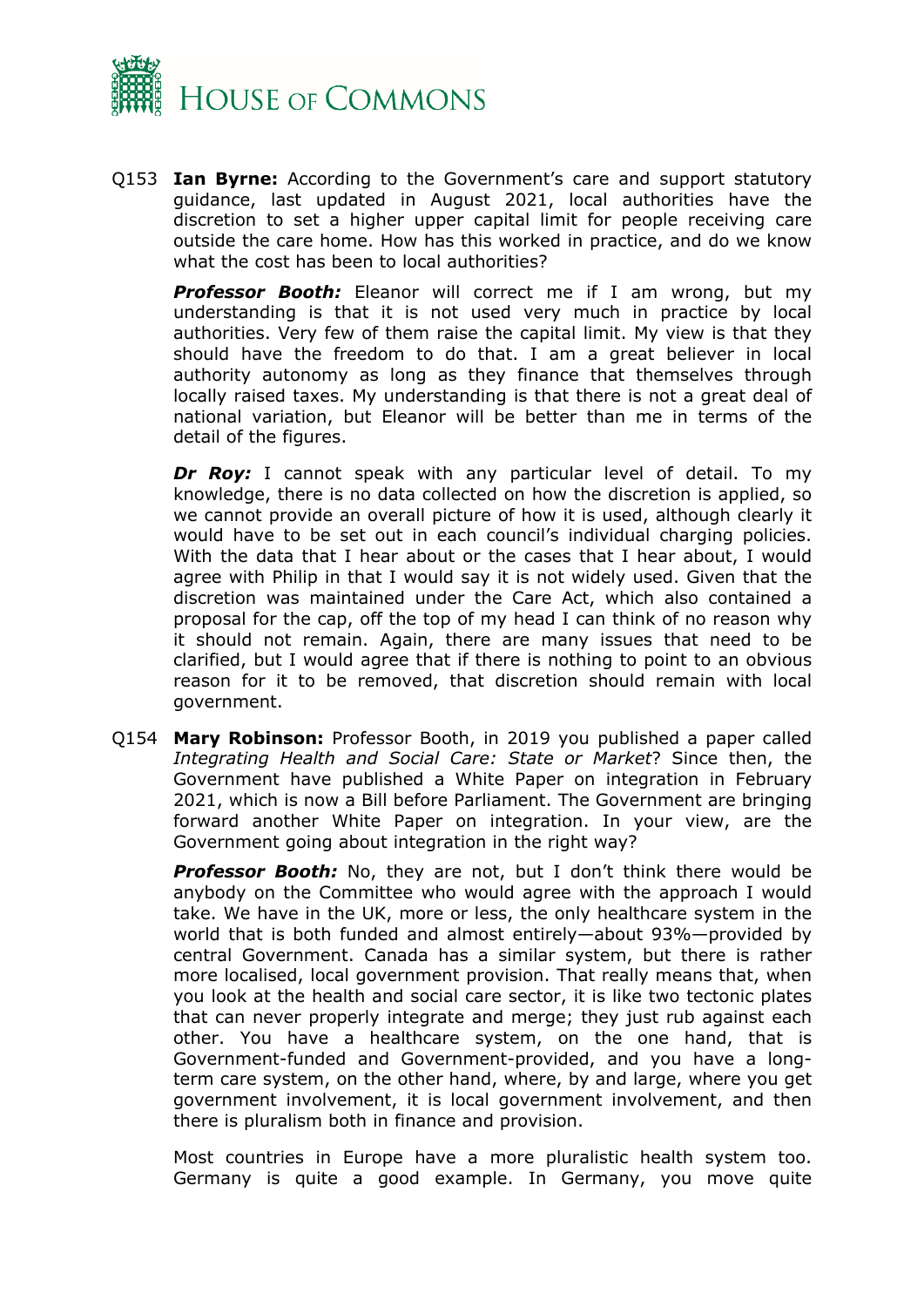Q153 **Ian Byrne:** According to the Government's care and support statutory guidance, last updated in August 2021, local authorities have the discretion to set a higher upper capital limit for people receiving care outside the care home. How has this worked in practice, and do we know what the cost has been to local authorities?

***Professor Booth:*** Eleanor will correct me if I am wrong, but my understanding is that it is not used very much in practice by local authorities. Very few of them raise the capital limit. My view is that they should have the freedom to do that. I am a great believer in local authority autonomy as long as they finance that themselves through locally raised taxes. My understanding is that there is not a great deal of national variation, but Eleanor will be better than me in terms of the detail of the figures.

***Dr Roy:*** I cannot speak with any particular level of detail. To my knowledge, there is no data collected on how the discretion is applied, so we cannot provide an overall picture of how it is used, although clearly it would have to be set out in each council's individual charging policies. With the data that I hear about or the cases that I hear about, I would agree with Philip in that I would say it is not widely used. Given that the discretion was maintained under the Care Act, which also contained a proposal for the cap, off the top of my head I can think of no reason why it should not remain. Again, there are many issues that need to be clarified, but I would agree that if there is nothing to point to an obvious reason for it to be removed, that discretion should remain with local government.

Q154 **Mary Robinson:** Professor Booth, in 2019 you published a paper called *Integrating Health and Social Care: State or Market*? Since then, the Government have published a White Paper on integration in February 2021, which is now a Bill before Parliament. The Government are bringing forward another White Paper on integration. In your view, are the Government going about integration in the right way?

***Professor Booth:*** No, they are not, but I don't think there would be anybody on the Committee who would agree with the approach I would take. We have in the UK, more or less, the only healthcare system in the world that is both funded and almost entirely—about 93%—provided by central Government. Canada has a similar system, but there is rather more localised, local government provision. That really means that, when you look at the health and social care sector, it is like two tectonic plates that can never properly integrate and merge; they just rub against each other. You have a healthcare system, on the one hand, that is Government-funded and Government-provided, and you have a long-term care system, on the other hand, where, by and large, where you get government involvement, it is local government involvement, and then there is pluralism both in finance and provision.

Most countries in Europe have a more pluralistic health system too. Germany is quite a good example. In Germany, you move quite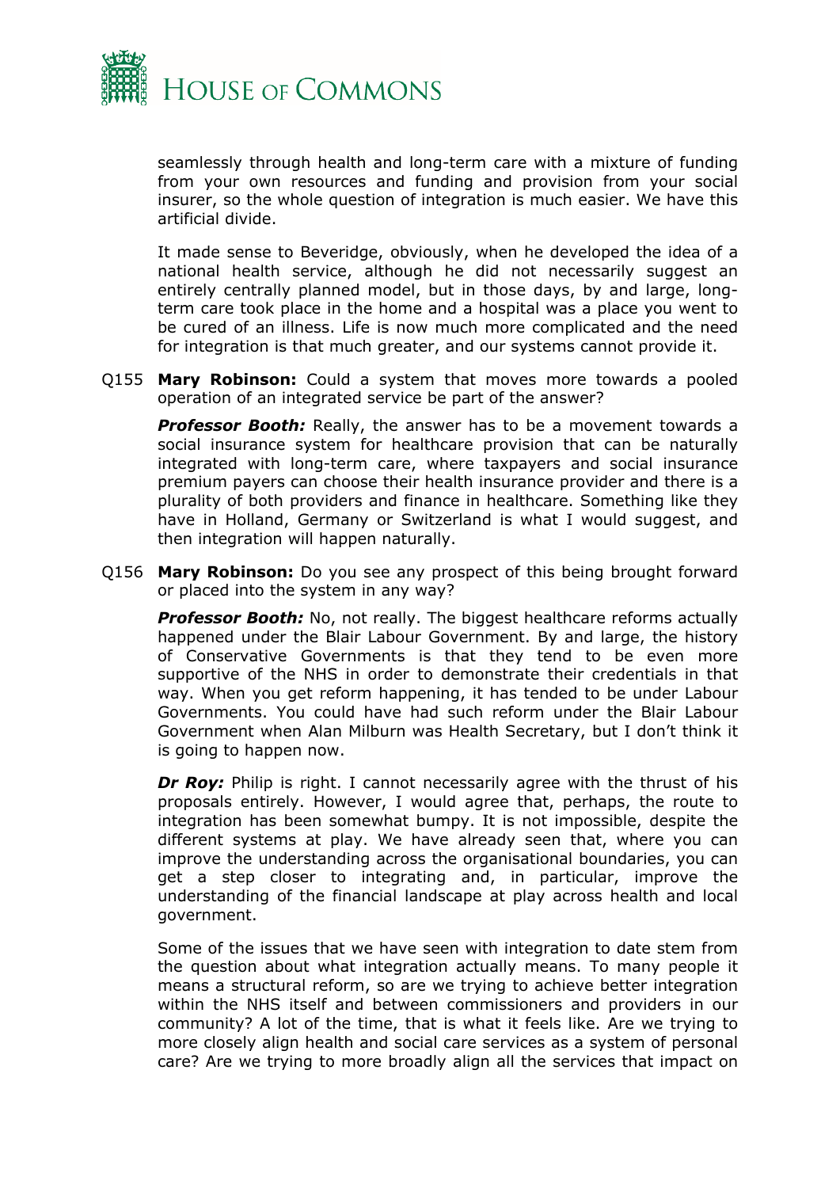seamlessly through health and long-term care with a mixture of funding from your own resources and funding and provision from your social insurer, so the whole question of integration is much easier. We have this artificial divide.

It made sense to Beveridge, obviously, when he developed the idea of a national health service, although he did not necessarily suggest an entirely centrally planned model, but in those days, by and large, long-term care took place in the home and a hospital was a place you went to be cured of an illness. Life is now much more complicated and the need for integration is that much greater, and our systems cannot provide it.

Q155 **Mary Robinson:** Could a system that moves more towards a pooled operation of an integrated service be part of the answer?

***Professor Booth:*** Really, the answer has to be a movement towards a social insurance system for healthcare provision that can be naturally integrated with long-term care, where taxpayers and social insurance premium payers can choose their health insurance provider and there is a plurality of both providers and finance in healthcare. Something like they have in Holland, Germany or Switzerland is what I would suggest, and then integration will happen naturally.

Q156 **Mary Robinson:** Do you see any prospect of this being brought forward or placed into the system in any way?

***Professor Booth:*** No, not really. The biggest healthcare reforms actually happened under the Blair Labour Government. By and large, the history of Conservative Governments is that they tend to be even more supportive of the NHS in order to demonstrate their credentials in that way. When you get reform happening, it has tended to be under Labour Governments. You could have had such reform under the Blair Labour Government when Alan Milburn was Health Secretary, but I don't think it is going to happen now.

***Dr Roy:*** Philip is right. I cannot necessarily agree with the thrust of his proposals entirely. However, I would agree that, perhaps, the route to integration has been somewhat bumpy. It is not impossible, despite the different systems at play. We have already seen that, where you can improve the understanding across the organisational boundaries, you can get a step closer to integrating and, in particular, improve the understanding of the financial landscape at play across health and local government.

Some of the issues that we have seen with integration to date stem from the question about what integration actually means. To many people it means a structural reform, so are we trying to achieve better integration within the NHS itself and between commissioners and providers in our community? A lot of the time, that is what it feels like. Are we trying to more closely align health and social care services as a system of personal care? Are we trying to more broadly align all the services that impact on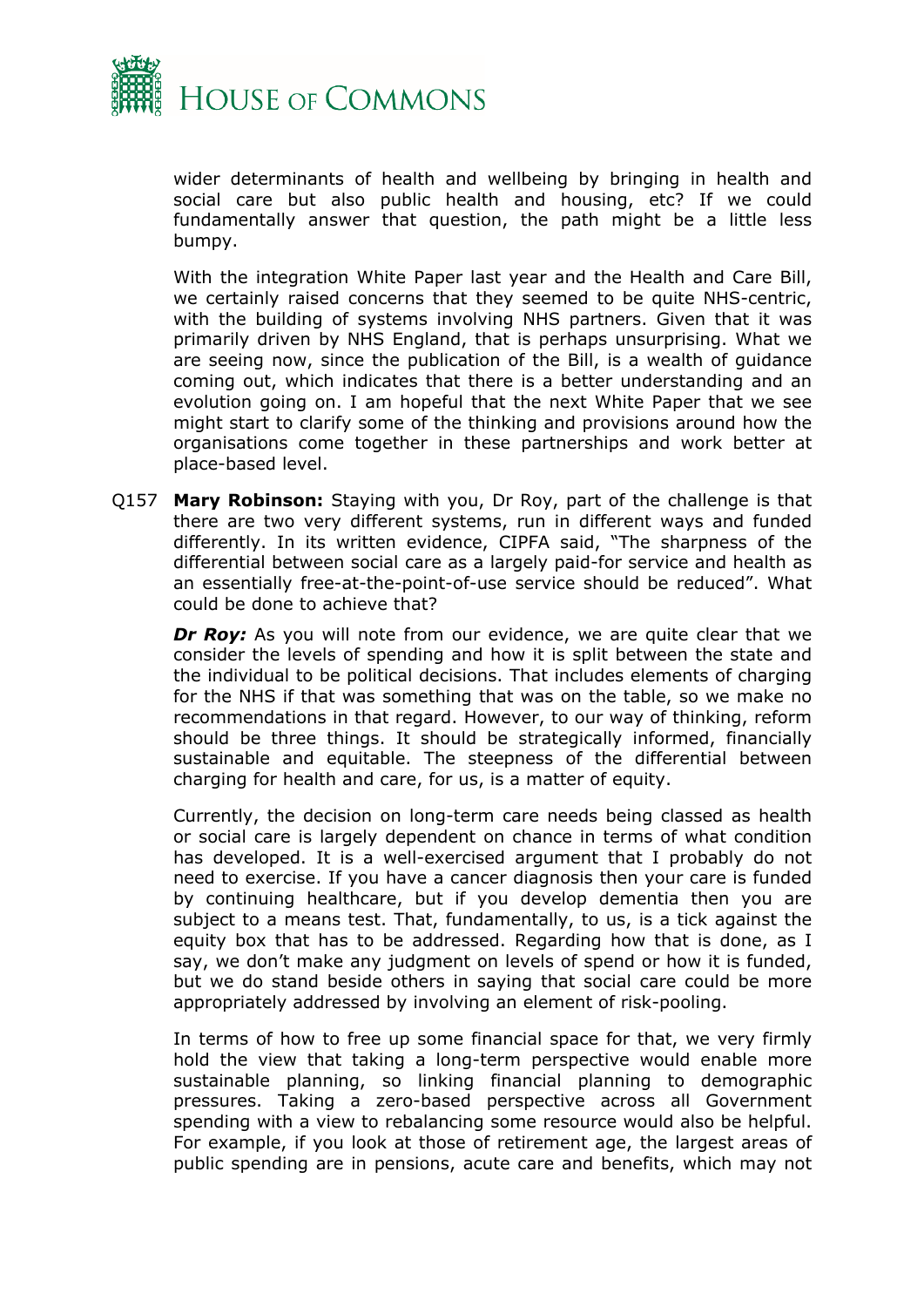wider determinants of health and wellbeing by bringing in health and social care but also public health and housing, etc? If we could fundamentally answer that question, the path might be a little less bumpy.

With the integration White Paper last year and the Health and Care Bill, we certainly raised concerns that they seemed to be quite NHS-centric, with the building of systems involving NHS partners. Given that it was primarily driven by NHS England, that is perhaps unsurprising. What we are seeing now, since the publication of the Bill, is a wealth of guidance coming out, which indicates that there is a better understanding and an evolution going on. I am hopeful that the next White Paper that we see might start to clarify some of the thinking and provisions around how the organisations come together in these partnerships and work better at place-based level.

Q157 **Mary Robinson:** Staying with you, Dr Roy, part of the challenge is that there are two very different systems, run in different ways and funded differently. In its written evidence, CIPFA said, "The sharpness of the differential between social care as a largely paid-for service and health as an essentially free-at-the-point-of-use service should be reduced". What could be done to achieve that?

***Dr Roy:*** As you will note from our evidence, we are quite clear that we consider the levels of spending and how it is split between the state and the individual to be political decisions. That includes elements of charging for the NHS if that was something that was on the table, so we make no recommendations in that regard. However, to our way of thinking, reform should be three things. It should be strategically informed, financially sustainable and equitable. The steepness of the differential between charging for health and care, for us, is a matter of equity.

Currently, the decision on long-term care needs being classed as health or social care is largely dependent on chance in terms of what condition has developed. It is a well-exercised argument that I probably do not need to exercise. If you have a cancer diagnosis then your care is funded by continuing healthcare, but if you develop dementia then you are subject to a means test. That, fundamentally, to us, is a tick against the equity box that has to be addressed. Regarding how that is done, as I say, we don't make any judgment on levels of spend or how it is funded, but we do stand beside others in saying that social care could be more appropriately addressed by involving an element of risk-pooling.

In terms of how to free up some financial space for that, we very firmly hold the view that taking a long-term perspective would enable more sustainable planning, so linking financial planning to demographic pressures. Taking a zero-based perspective across all Government spending with a view to rebalancing some resource would also be helpful. For example, if you look at those of retirement age, the largest areas of public spending are in pensions, acute care and benefits, which may not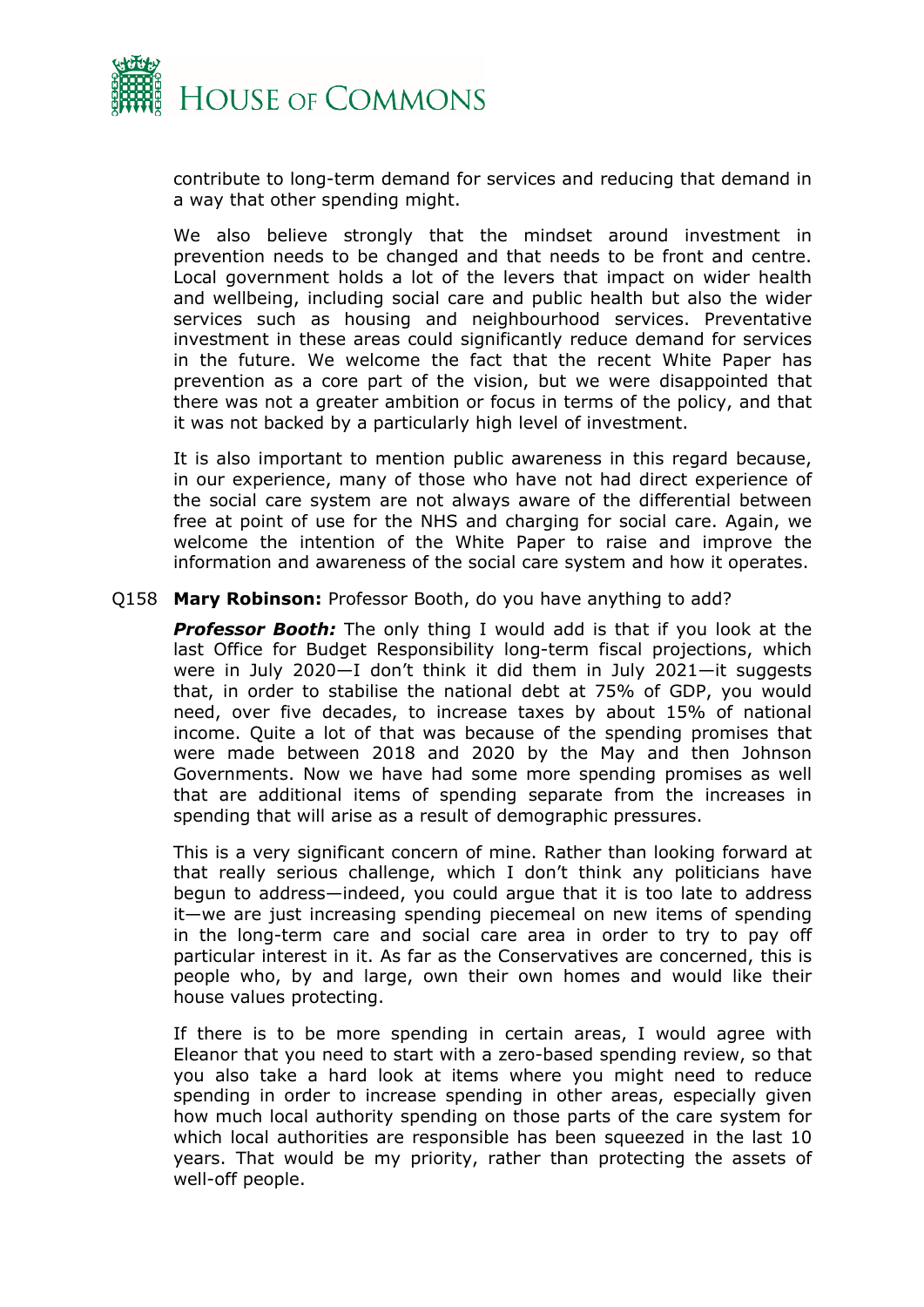contribute to long-term demand for services and reducing that demand in a way that other spending might.

We also believe strongly that the mindset around investment in prevention needs to be changed and that needs to be front and centre. Local government holds a lot of the levers that impact on wider health and wellbeing, including social care and public health but also the wider services such as housing and neighbourhood services. Preventative investment in these areas could significantly reduce demand for services in the future. We welcome the fact that the recent White Paper has prevention as a core part of the vision, but we were disappointed that there was not a greater ambition or focus in terms of the policy, and that it was not backed by a particularly high level of investment.

It is also important to mention public awareness in this regard because, in our experience, many of those who have not had direct experience of the social care system are not always aware of the differential between free at point of use for the NHS and charging for social care. Again, we welcome the intention of the White Paper to raise and improve the information and awareness of the social care system and how it operates.

Q158 **Mary Robinson:** Professor Booth, do you have anything to add?

***Professor Booth:*** The only thing I would add is that if you look at the last Office for Budget Responsibility long-term fiscal projections, which were in July 2020—I don't think it did them in July 2021—it suggests that, in order to stabilise the national debt at 75% of GDP, you would need, over five decades, to increase taxes by about 15% of national income. Quite a lot of that was because of the spending promises that were made between 2018 and 2020 by the May and then Johnson Governments. Now we have had some more spending promises as well that are additional items of spending separate from the increases in spending that will arise as a result of demographic pressures.

This is a very significant concern of mine. Rather than looking forward at that really serious challenge, which I don't think any politicians have begun to address—indeed, you could argue that it is too late to address it—we are just increasing spending piecemeal on new items of spending in the long-term care and social care area in order to try to pay off particular interest in it. As far as the Conservatives are concerned, this is people who, by and large, own their own homes and would like their house values protecting.

If there is to be more spending in certain areas, I would agree with Eleanor that you need to start with a zero-based spending review, so that you also take a hard look at items where you might need to reduce spending in order to increase spending in other areas, especially given how much local authority spending on those parts of the care system for which local authorities are responsible has been squeezed in the last 10 years. That would be my priority, rather than protecting the assets of well-off people.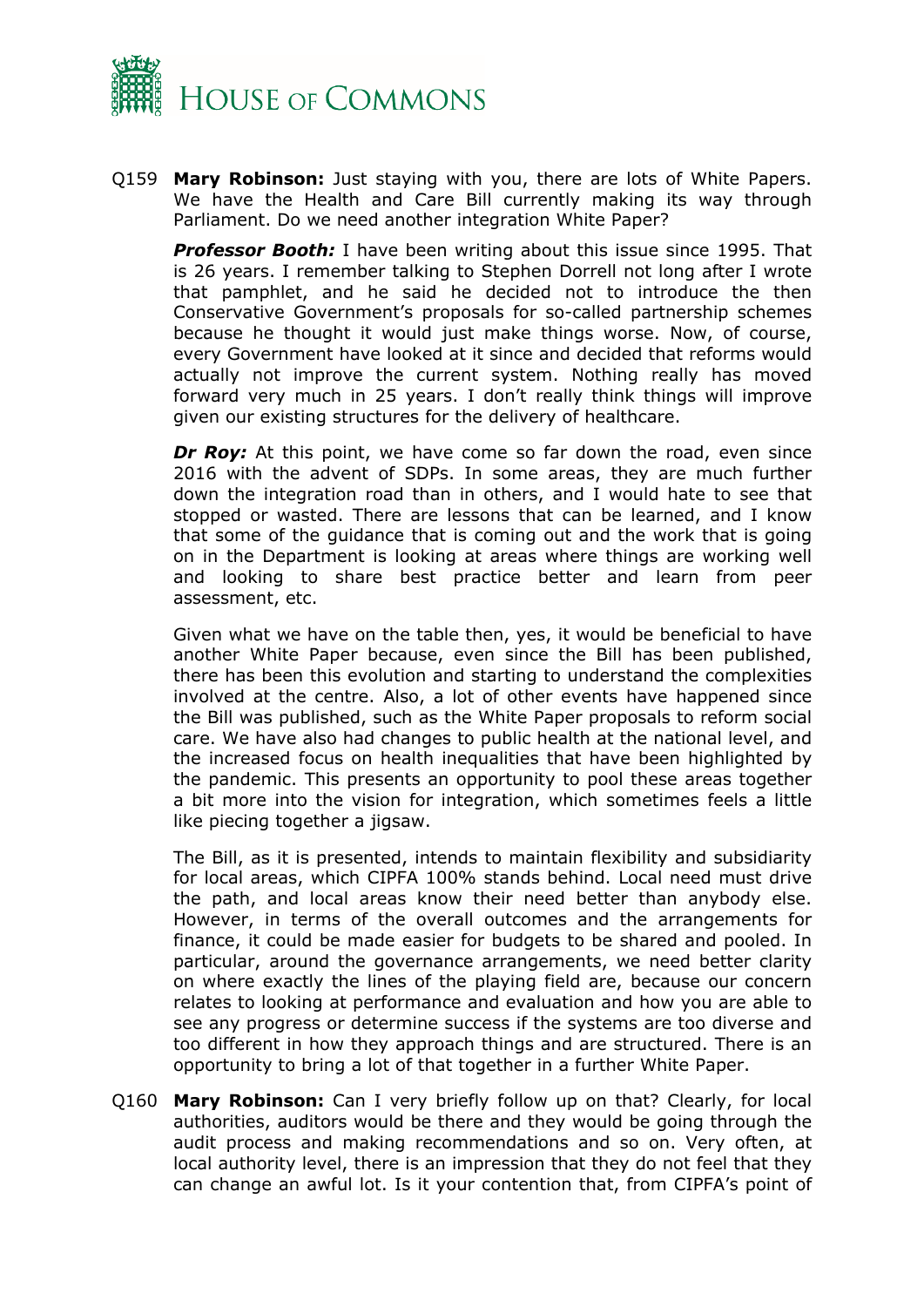Q159 **Mary Robinson:** Just staying with you, there are lots of White Papers. We have the Health and Care Bill currently making its way through Parliament. Do we need another integration White Paper?

***Professor Booth:*** I have been writing about this issue since 1995. That is 26 years. I remember talking to Stephen Dorrell not long after I wrote that pamphlet, and he said he decided not to introduce the then Conservative Government's proposals for so-called partnership schemes because he thought it would just make things worse. Now, of course, every Government have looked at it since and decided that reforms would actually not improve the current system. Nothing really has moved forward very much in 25 years. I don't really think things will improve given our existing structures for the delivery of healthcare.

***Dr Roy:*** At this point, we have come so far down the road, even since 2016 with the advent of SDPs. In some areas, they are much further down the integration road than in others, and I would hate to see that stopped or wasted. There are lessons that can be learned, and I know that some of the guidance that is coming out and the work that is going on in the Department is looking at areas where things are working well and looking to share best practice better and learn from peer assessment, etc.

Given what we have on the table then, yes, it would be beneficial to have another White Paper because, even since the Bill has been published, there has been this evolution and starting to understand the complexities involved at the centre. Also, a lot of other events have happened since the Bill was published, such as the White Paper proposals to reform social care. We have also had changes to public health at the national level, and the increased focus on health inequalities that have been highlighted by the pandemic. This presents an opportunity to pool these areas together a bit more into the vision for integration, which sometimes feels a little like piecing together a jigsaw.

The Bill, as it is presented, intends to maintain flexibility and subsidiarity for local areas, which CIPFA 100% stands behind. Local need must drive the path, and local areas know their need better than anybody else. However, in terms of the overall outcomes and the arrangements for finance, it could be made easier for budgets to be shared and pooled. In particular, around the governance arrangements, we need better clarity on where exactly the lines of the playing field are, because our concern relates to looking at performance and evaluation and how you are able to see any progress or determine success if the systems are too diverse and too different in how they approach things and are structured. There is an opportunity to bring a lot of that together in a further White Paper.

Q160 **Mary Robinson:** Can I very briefly follow up on that? Clearly, for local authorities, auditors would be there and they would be going through the audit process and making recommendations and so on. Very often, at local authority level, there is an impression that they do not feel that they can change an awful lot. Is it your contention that, from CIPFA's point of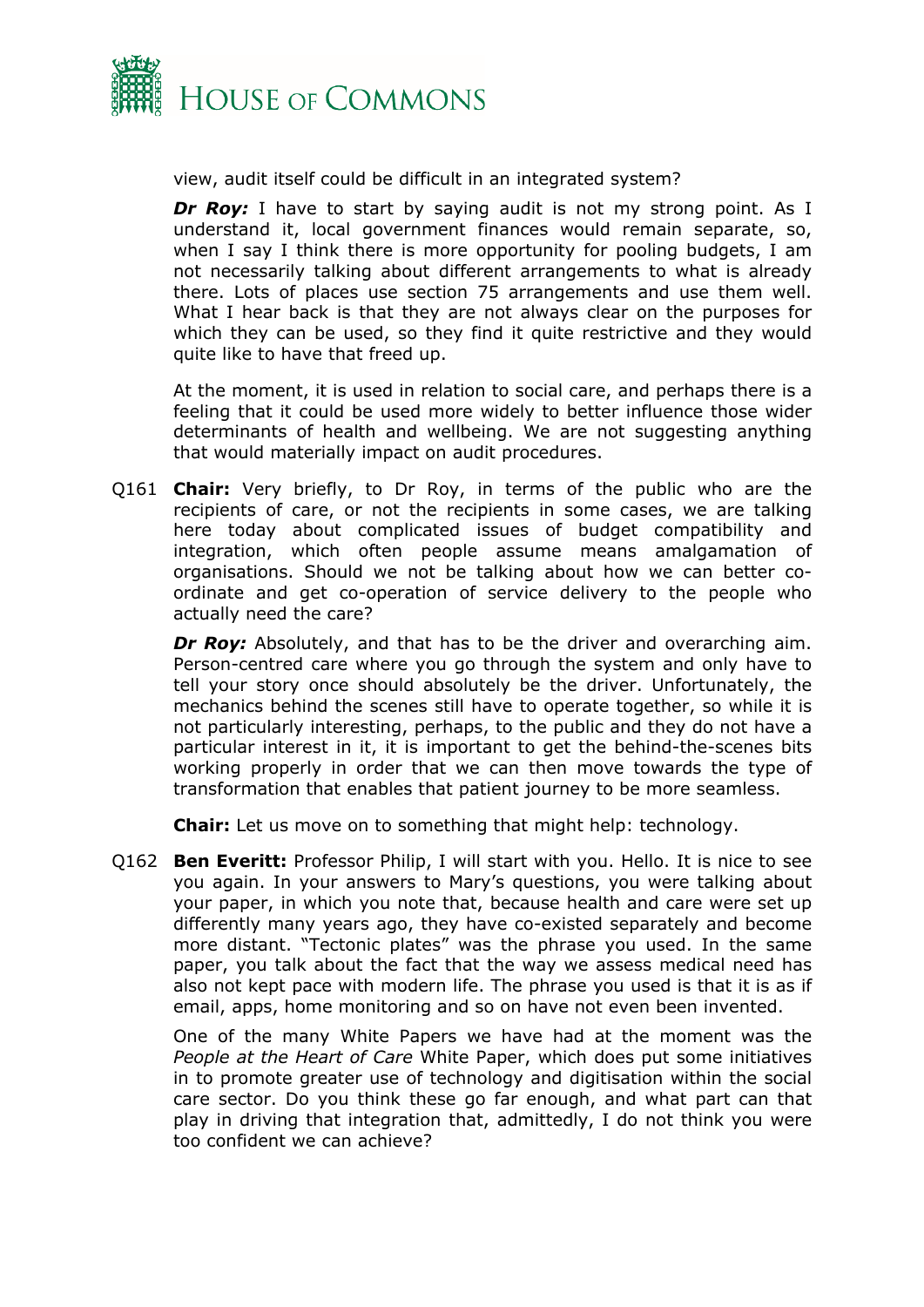view, audit itself could be difficult in an integrated system?

***Dr Roy:*** I have to start by saying audit is not my strong point. As I understand it, local government finances would remain separate, so, when I say I think there is more opportunity for pooling budgets, I am not necessarily talking about different arrangements to what is already there. Lots of places use section 75 arrangements and use them well. What I hear back is that they are not always clear on the purposes for which they can be used, so they find it quite restrictive and they would quite like to have that freed up.

At the moment, it is used in relation to social care, and perhaps there is a feeling that it could be used more widely to better influence those wider determinants of health and wellbeing. We are not suggesting anything that would materially impact on audit procedures.

Q161 **Chair:** Very briefly, to Dr Roy, in terms of the public who are the recipients of care, or not the recipients in some cases, we are talking here today about complicated issues of budget compatibility and integration, which often people assume means amalgamation of organisations. Should we not be talking about how we can better co-ordinate and get co-operation of service delivery to the people who actually need the care?

***Dr Roy:*** Absolutely, and that has to be the driver and overarching aim. Person-centred care where you go through the system and only have to tell your story once should absolutely be the driver. Unfortunately, the mechanics behind the scenes still have to operate together, so while it is not particularly interesting, perhaps, to the public and they do not have a particular interest in it, it is important to get the behind-the-scenes bits working properly in order that we can then move towards the type of transformation that enables that patient journey to be more seamless.

**Chair:** Let us move on to something that might help: technology.

Q162 **Ben Everitt:** Professor Philip, I will start with you. Hello. It is nice to see you again. In your answers to Mary's questions, you were talking about your paper, in which you note that, because health and care were set up differently many years ago, they have co-existed separately and become more distant. "Tectonic plates" was the phrase you used. In the same paper, you talk about the fact that the way we assess medical need has also not kept pace with modern life. The phrase you used is that it is as if email, apps, home monitoring and so on have not even been invented.

One of the many White Papers we have had at the moment was the *People at the Heart of Care* White Paper, which does put some initiatives in to promote greater use of technology and digitisation within the social care sector. Do you think these go far enough, and what part can that play in driving that integration that, admittedly, I do not think you were too confident we can achieve?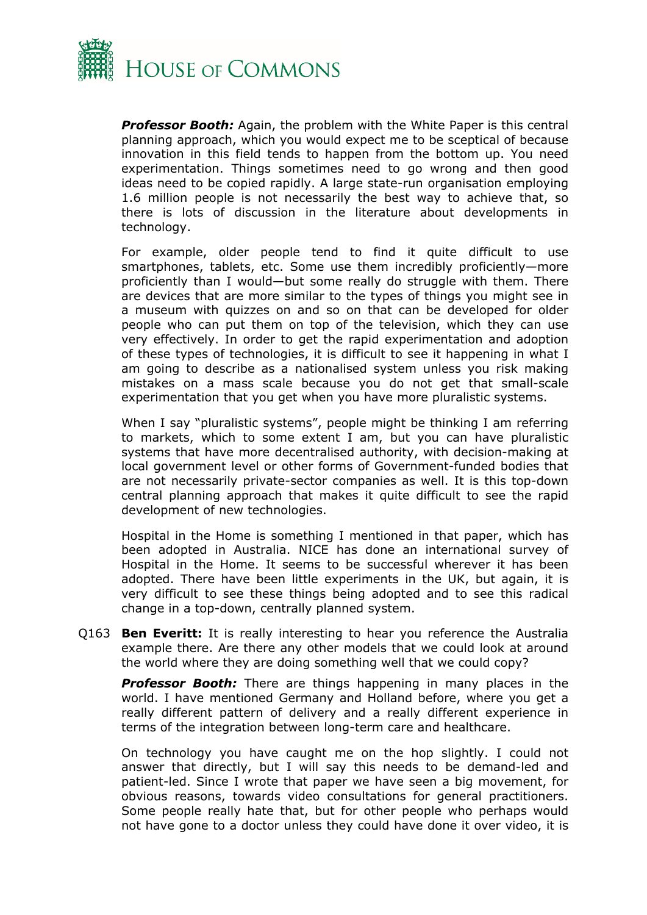***Professor Booth:*** Again, the problem with the White Paper is this central planning approach, which you would expect me to be sceptical of because innovation in this field tends to happen from the bottom up. You need experimentation. Things sometimes need to go wrong and then good ideas need to be copied rapidly. A large state-run organisation employing 1.6 million people is not necessarily the best way to achieve that, so there is lots of discussion in the literature about developments in technology.

For example, older people tend to find it quite difficult to use smartphones, tablets, etc. Some use them incredibly proficiently—more proficiently than I would—but some really do struggle with them. There are devices that are more similar to the types of things you might see in a museum with quizzes on and so on that can be developed for older people who can put them on top of the television, which they can use very effectively. In order to get the rapid experimentation and adoption of these types of technologies, it is difficult to see it happening in what I am going to describe as a nationalised system unless you risk making mistakes on a mass scale because you do not get that small-scale experimentation that you get when you have more pluralistic systems.

When I say "pluralistic systems", people might be thinking I am referring to markets, which to some extent I am, but you can have pluralistic systems that have more decentralised authority, with decision-making at local government level or other forms of Government-funded bodies that are not necessarily private-sector companies as well. It is this top-down central planning approach that makes it quite difficult to see the rapid development of new technologies.

Hospital in the Home is something I mentioned in that paper, which has been adopted in Australia. NICE has done an international survey of Hospital in the Home. It seems to be successful wherever it has been adopted. There have been little experiments in the UK, but again, it is very difficult to see these things being adopted and to see this radical change in a top-down, centrally planned system.

Q163 **Ben Everitt:** It is really interesting to hear you reference the Australia example there. Are there any other models that we could look at around the world where they are doing something well that we could copy?

***Professor Booth:*** There are things happening in many places in the world. I have mentioned Germany and Holland before, where you get a really different pattern of delivery and a really different experience in terms of the integration between long-term care and healthcare.

On technology you have caught me on the hop slightly. I could not answer that directly, but I will say this needs to be demand-led and patient-led. Since I wrote that paper we have seen a big movement, for obvious reasons, towards video consultations for general practitioners. Some people really hate that, but for other people who perhaps would not have gone to a doctor unless they could have done it over video, it is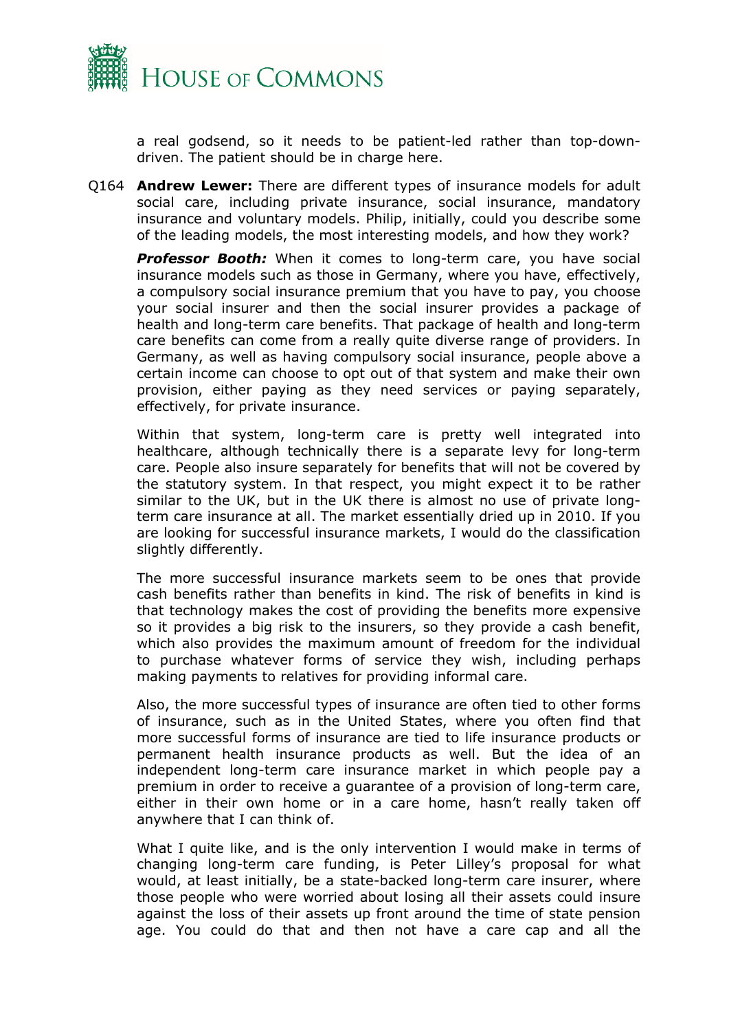a real godsend, so it needs to be patient-led rather than top-down-driven. The patient should be in charge here.

Q164 **Andrew Lewer:** There are different types of insurance models for adult social care, including private insurance, social insurance, mandatory insurance and voluntary models. Philip, initially, could you describe some of the leading models, the most interesting models, and how they work?

***Professor Booth:*** When it comes to long-term care, you have social insurance models such as those in Germany, where you have, effectively, a compulsory social insurance premium that you have to pay, you choose your social insurer and then the social insurer provides a package of health and long-term care benefits. That package of health and long-term care benefits can come from a really quite diverse range of providers. In Germany, as well as having compulsory social insurance, people above a certain income can choose to opt out of that system and make their own provision, either paying as they need services or paying separately, effectively, for private insurance.

Within that system, long-term care is pretty well integrated into healthcare, although technically there is a separate levy for long-term care. People also insure separately for benefits that will not be covered by the statutory system. In that respect, you might expect it to be rather similar to the UK, but in the UK there is almost no use of private long-term care insurance at all. The market essentially dried up in 2010. If you are looking for successful insurance markets, I would do the classification slightly differently.

The more successful insurance markets seem to be ones that provide cash benefits rather than benefits in kind. The risk of benefits in kind is that technology makes the cost of providing the benefits more expensive so it provides a big risk to the insurers, so they provide a cash benefit, which also provides the maximum amount of freedom for the individual to purchase whatever forms of service they wish, including perhaps making payments to relatives for providing informal care.

Also, the more successful types of insurance are often tied to other forms of insurance, such as in the United States, where you often find that more successful forms of insurance are tied to life insurance products or permanent health insurance products as well. But the idea of an independent long-term care insurance market in which people pay a premium in order to receive a guarantee of a provision of long-term care, either in their own home or in a care home, hasn't really taken off anywhere that I can think of.

What I quite like, and is the only intervention I would make in terms of changing long-term care funding, is Peter Lilley's proposal for what would, at least initially, be a state-backed long-term care insurer, where those people who were worried about losing all their assets could insure against the loss of their assets up front around the time of state pension age. You could do that and then not have a care cap and all the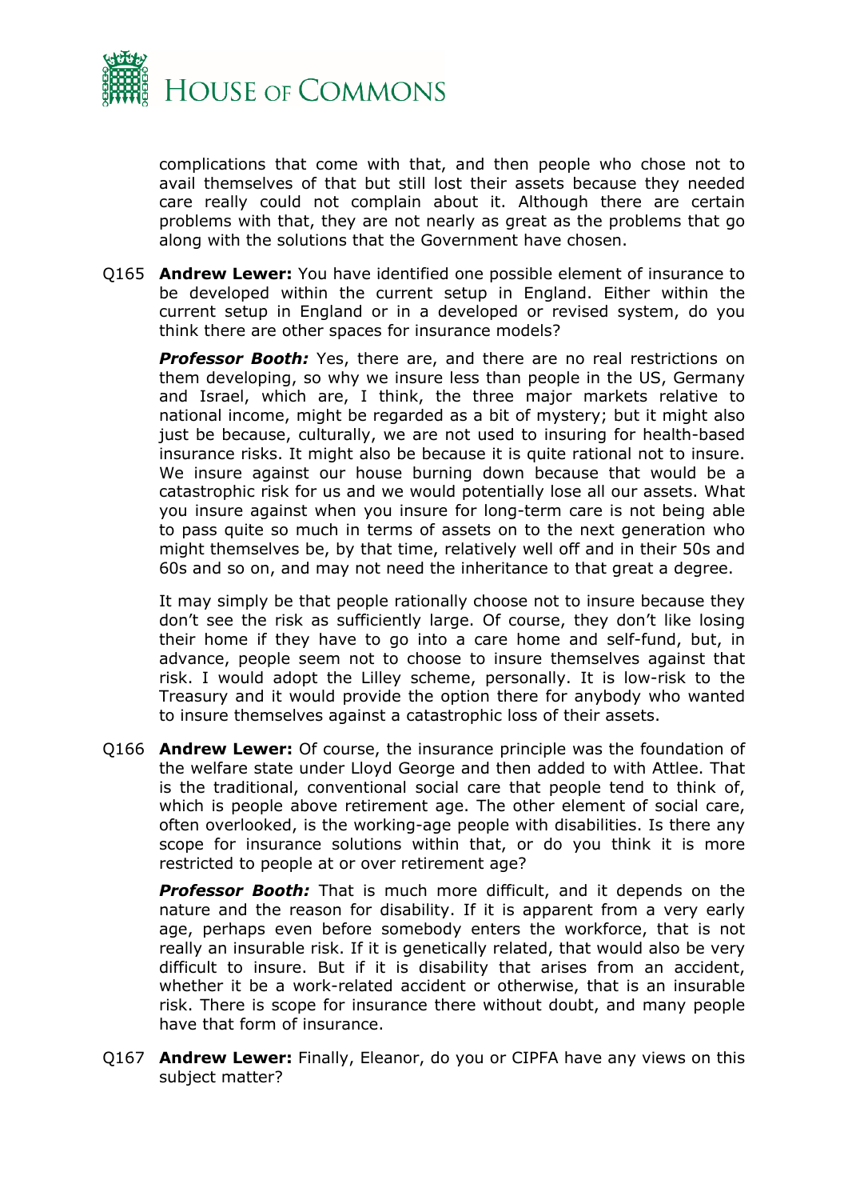complications that come with that, and then people who chose not to avail themselves of that but still lost their assets because they needed care really could not complain about it. Although there are certain problems with that, they are not nearly as great as the problems that go along with the solutions that the Government have chosen.

Q165 **Andrew Lewer:** You have identified one possible element of insurance to be developed within the current setup in England. Either within the current setup in England or in a developed or revised system, do you think there are other spaces for insurance models?

***Professor Booth:*** Yes, there are, and there are no real restrictions on them developing, so why we insure less than people in the US, Germany and Israel, which are, I think, the three major markets relative to national income, might be regarded as a bit of mystery; but it might also just be because, culturally, we are not used to insuring for health-based insurance risks. It might also be because it is quite rational not to insure. We insure against our house burning down because that would be a catastrophic risk for us and we would potentially lose all our assets. What you insure against when you insure for long-term care is not being able to pass quite so much in terms of assets on to the next generation who might themselves be, by that time, relatively well off and in their 50s and 60s and so on, and may not need the inheritance to that great a degree.

It may simply be that people rationally choose not to insure because they don't see the risk as sufficiently large. Of course, they don't like losing their home if they have to go into a care home and self-fund, but, in advance, people seem not to choose to insure themselves against that risk. I would adopt the Lilley scheme, personally. It is low-risk to the Treasury and it would provide the option there for anybody who wanted to insure themselves against a catastrophic loss of their assets.

Q166 **Andrew Lewer:** Of course, the insurance principle was the foundation of the welfare state under Lloyd George and then added to with Attlee. That is the traditional, conventional social care that people tend to think of, which is people above retirement age. The other element of social care, often overlooked, is the working-age people with disabilities. Is there any scope for insurance solutions within that, or do you think it is more restricted to people at or over retirement age?

***Professor Booth:*** That is much more difficult, and it depends on the nature and the reason for disability. If it is apparent from a very early age, perhaps even before somebody enters the workforce, that is not really an insurable risk. If it is genetically related, that would also be very difficult to insure. But if it is disability that arises from an accident, whether it be a work-related accident or otherwise, that is an insurable risk. There is scope for insurance there without doubt, and many people have that form of insurance.

Q167 **Andrew Lewer:** Finally, Eleanor, do you or CIPFA have any views on this subject matter?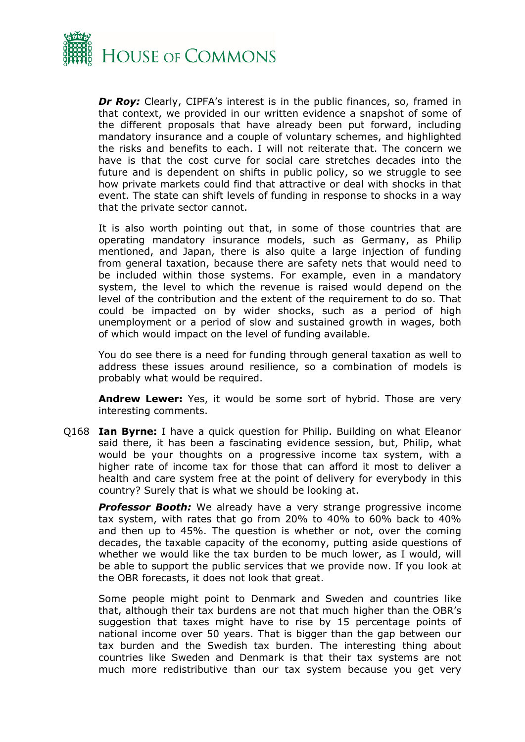***Dr Roy:*** Clearly, CIPFA's interest is in the public finances, so, framed in that context, we provided in our written evidence a snapshot of some of the different proposals that have already been put forward, including mandatory insurance and a couple of voluntary schemes, and highlighted the risks and benefits to each. I will not reiterate that. The concern we have is that the cost curve for social care stretches decades into the future and is dependent on shifts in public policy, so we struggle to see how private markets could find that attractive or deal with shocks in that event. The state can shift levels of funding in response to shocks in a way that the private sector cannot.

It is also worth pointing out that, in some of those countries that are operating mandatory insurance models, such as Germany, as Philip mentioned, and Japan, there is also quite a large injection of funding from general taxation, because there are safety nets that would need to be included within those systems. For example, even in a mandatory system, the level to which the revenue is raised would depend on the level of the contribution and the extent of the requirement to do so. That could be impacted on by wider shocks, such as a period of high unemployment or a period of slow and sustained growth in wages, both of which would impact on the level of funding available.

You do see there is a need for funding through general taxation as well to address these issues around resilience, so a combination of models is probably what would be required.

**Andrew Lewer:** Yes, it would be some sort of hybrid. Those are very interesting comments.

Q168 **Ian Byrne:** I have a quick question for Philip. Building on what Eleanor said there, it has been a fascinating evidence session, but, Philip, what would be your thoughts on a progressive income tax system, with a higher rate of income tax for those that can afford it most to deliver a health and care system free at the point of delivery for everybody in this country? Surely that is what we should be looking at.

***Professor Booth:*** We already have a very strange progressive income tax system, with rates that go from 20% to 40% to 60% back to 40% and then up to 45%. The question is whether or not, over the coming decades, the taxable capacity of the economy, putting aside questions of whether we would like the tax burden to be much lower, as I would, will be able to support the public services that we provide now. If you look at the OBR forecasts, it does not look that great.

Some people might point to Denmark and Sweden and countries like that, although their tax burdens are not that much higher than the OBR's suggestion that taxes might have to rise by 15 percentage points of national income over 50 years. That is bigger than the gap between our tax burden and the Swedish tax burden. The interesting thing about countries like Sweden and Denmark is that their tax systems are not much more redistributive than our tax system because you get very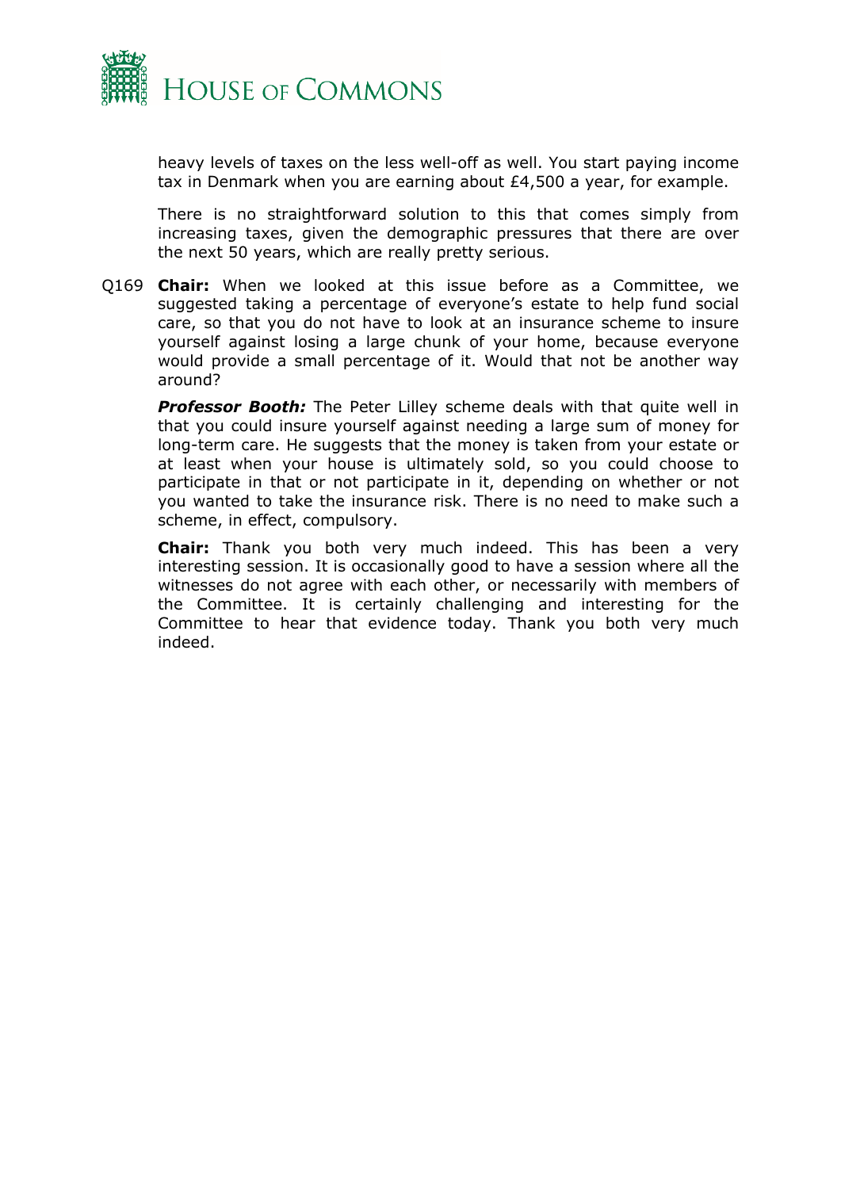heavy levels of taxes on the less well-off as well. You start paying income tax in Denmark when you are earning about £4,500 a year, for example.

There is no straightforward solution to this that comes simply from increasing taxes, given the demographic pressures that there are over the next 50 years, which are really pretty serious.

Q169 **Chair:** When we looked at this issue before as a Committee, we suggested taking a percentage of everyone's estate to help fund social care, so that you do not have to look at an insurance scheme to insure yourself against losing a large chunk of your home, because everyone would provide a small percentage of it. Would that not be another way around?

***Professor Booth:*** The Peter Lilley scheme deals with that quite well in that you could insure yourself against needing a large sum of money for long-term care. He suggests that the money is taken from your estate or at least when your house is ultimately sold, so you could choose to participate in that or not participate in it, depending on whether or not you wanted to take the insurance risk. There is no need to make such a scheme, in effect, compulsory.

**Chair:** Thank you both very much indeed. This has been a very interesting session. It is occasionally good to have a session where all the witnesses do not agree with each other, or necessarily with members of the Committee. It is certainly challenging and interesting for the Committee to hear that evidence today. Thank you both very much indeed.